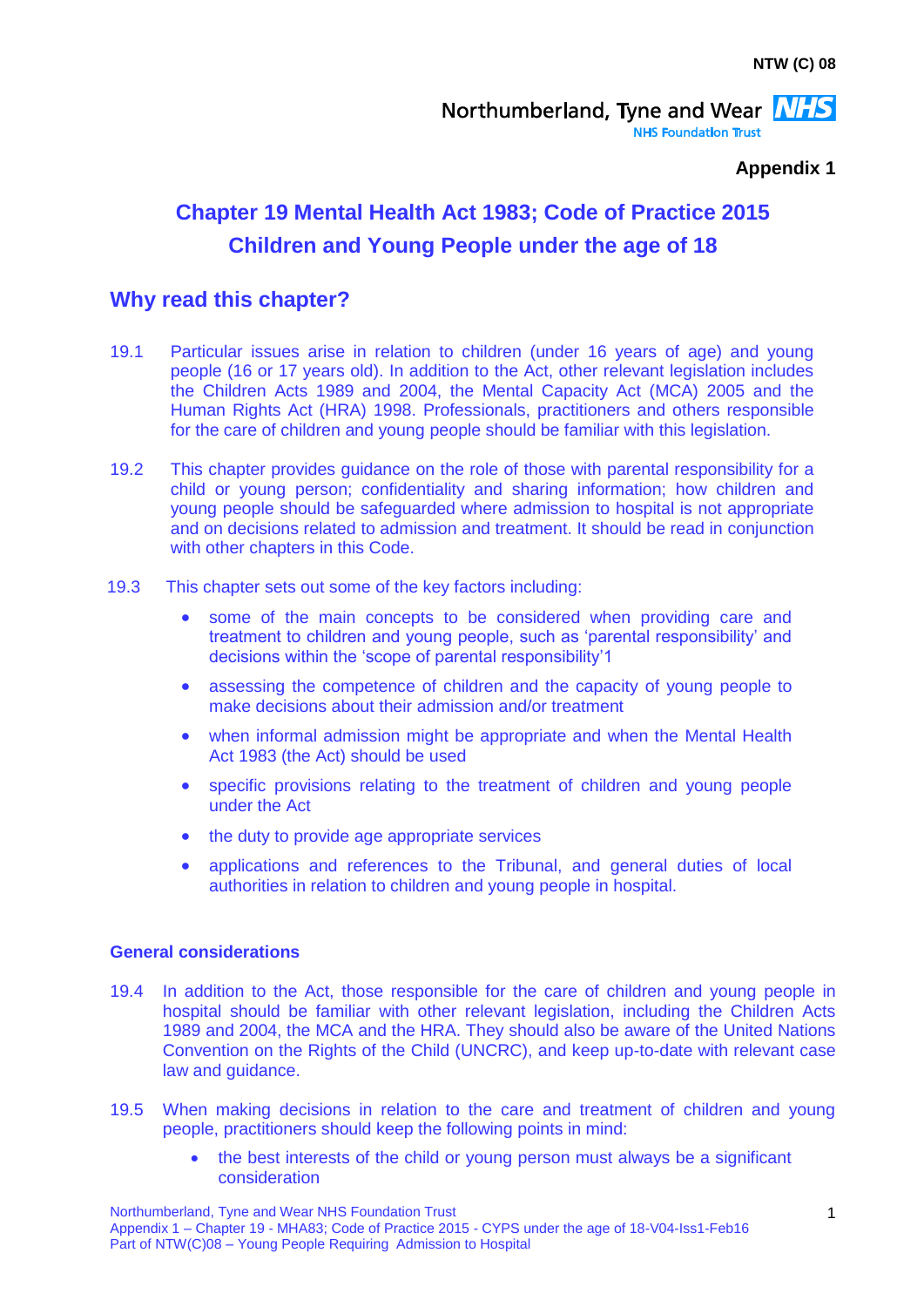NTW (C) 08

Northumberland, Tyne and Wear NHS Foundation Trust

**Appendix 1**

# Chapter 19 Mental Health Act 1983; Code of Practice 2015 Children and Young People under the age of 18

## Why read this chapter?

19.1 Particular issues arise in relation to children (under 16 years of age) and young people (16 or 17 years old). In addition to the Act, other relevant legislation includes the Children Acts 1989 and 2004, the Mental Capacity Act (MCA) 2005 and the Human Rights Act (HRA) 1998. Professionals, practitioners and others responsible for the care of children and young people should be familiar with this legislation.

19.2 This chapter provides guidance on the role of those with parental responsibility for a child or young person; confidentiality and sharing information; how children and young people should be safeguarded where admission to hospital is not appropriate and on decisions related to admission and treatment. It should be read in conjunction with other chapters in this Code.

19.3 This chapter sets out some of the key factors including:

- some of the main concepts to be considered when providing care and treatment to children and young people, such as 'parental responsibility' and decisions within the 'scope of parental responsibility'[1]
- assessing the competence of children and the capacity of young people to make decisions about their admission and/or treatment
- when informal admission might be appropriate and when the Mental Health Act 1983 (the Act) should be used
- specific provisions relating to the treatment of children and young people under the Act
- the duty to provide age appropriate services
- applications and references to the Tribunal, and general duties of local authorities in relation to children and young people in hospital.

### General considerations

19.4 In addition to the Act, those responsible for the care of children and young people in hospital should be familiar with other relevant legislation, including the Children Acts 1989 and 2004, the MCA and the HRA. They should also be aware of the United Nations Convention on the Rights of the Child (UNCRC), and keep up-to-date with relevant case law and guidance.

19.5 When making decisions in relation to the care and treatment of children and young people, practitioners should keep the following points in mind:

- the best interests of the child or young person must always be a significant consideration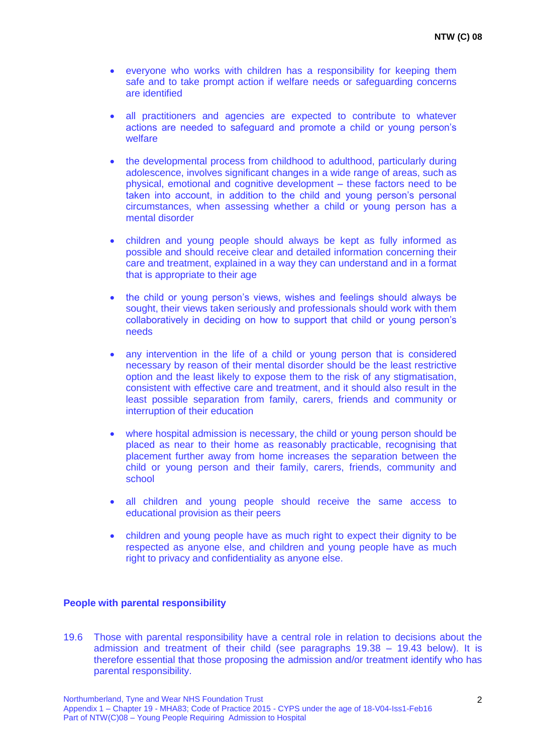- everyone who works with children has a responsibility for keeping them safe and to take prompt action if welfare needs or safeguarding concerns are identified

- all practitioners and agencies are expected to contribute to whatever actions are needed to safeguard and promote a child or young person's welfare

- the developmental process from childhood to adulthood, particularly during adolescence, involves significant changes in a wide range of areas, such as physical, emotional and cognitive development – these factors need to be taken into account, in addition to the child and young person's personal circumstances, when assessing whether a child or young person has a mental disorder

- children and young people should always be kept as fully informed as possible and should receive clear and detailed information concerning their care and treatment, explained in a way they can understand and in a format that is appropriate to their age

- the child or young person's views, wishes and feelings should always be sought, their views taken seriously and professionals should work with them collaboratively in deciding on how to support that child or young person's needs

- any intervention in the life of a child or young person that is considered necessary by reason of their mental disorder should be the least restrictive option and the least likely to expose them to the risk of any stigmatisation, consistent with effective care and treatment, and it should also result in the least possible separation from family, carers, friends and community or interruption of their education

- where hospital admission is necessary, the child or young person should be placed as near to their home as reasonably practicable, recognising that placement further away from home increases the separation between the child or young person and their family, carers, friends, community and school

- all children and young people should receive the same access to educational provision as their peers

- children and young people have as much right to expect their dignity to be respected as anyone else, and children and young people have as much right to privacy and confidentiality as anyone else.

### People with parental responsibility

19.6 Those with parental responsibility have a central role in relation to decisions about the admission and treatment of their child (see paragraphs 19.38 – 19.43 below). It is therefore essential that those proposing the admission and/or treatment identify who has parental responsibility.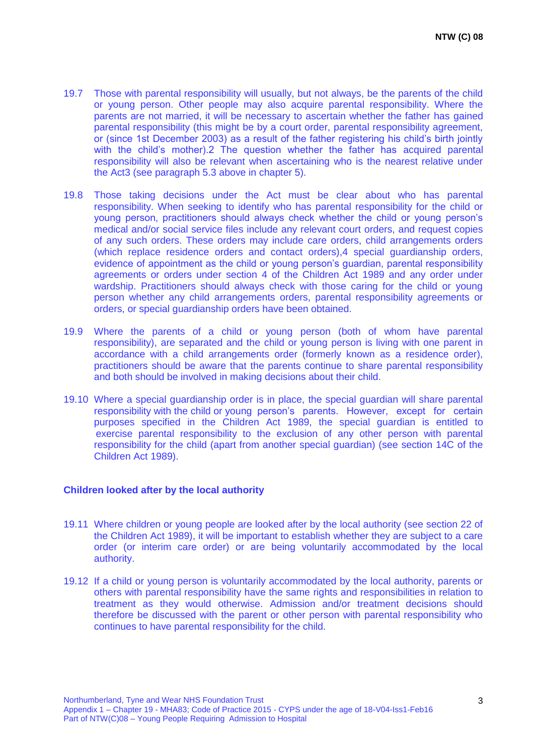19.7 Those with parental responsibility will usually, but not always, be the parents of the child or young person. Other people may also acquire parental responsibility. Where the parents are not married, it will be necessary to ascertain whether the father has gained parental responsibility (this might be by a court order, parental responsibility agreement, or (since 1st December 2003) as a result of the father registering his child's birth jointly with the child's mother).[2] The question whether the father has acquired parental responsibility will also be relevant when ascertaining who is the nearest relative under the Act[3] (see paragraph 5.3 above in chapter 5).

19.8 Those taking decisions under the Act must be clear about who has parental responsibility. When seeking to identify who has parental responsibility for the child or young person, practitioners should always check whether the child or young person's medical and/or social service files include any relevant court orders, and request copies of any such orders. These orders may include care orders, child arrangements orders (which replace residence orders and contact orders),[4] special guardianship orders, evidence of appointment as the child or young person's guardian, parental responsibility agreements or orders under section 4 of the Children Act 1989 and any order under wardship. Practitioners should always check with those caring for the child or young person whether any child arrangements orders, parental responsibility agreements or orders, or special guardianship orders have been obtained.

19.9 Where the parents of a child or young person (both of whom have parental responsibility), are separated and the child or young person is living with one parent in accordance with a child arrangements order (formerly known as a residence order), practitioners should be aware that the parents continue to share parental responsibility and both should be involved in making decisions about their child.

19.10 Where a special guardianship order is in place, the special guardian will share parental responsibility with the child or young person's parents. However, except for certain purposes specified in the Children Act 1989, the special guardian is entitled to exercise parental responsibility to the exclusion of any other person with parental responsibility for the child (apart from another special guardian) (see section 14C of the Children Act 1989).

### Children looked after by the local authority

19.11 Where children or young people are looked after by the local authority (see section 22 of the Children Act 1989), it will be important to establish whether they are subject to a care order (or interim care order) or are being voluntarily accommodated by the local authority.

19.12 If a child or young person is voluntarily accommodated by the local authority, parents or others with parental responsibility have the same rights and responsibilities in relation to treatment as they would otherwise. Admission and/or treatment decisions should therefore be discussed with the parent or other person with parental responsibility who continues to have parental responsibility for the child.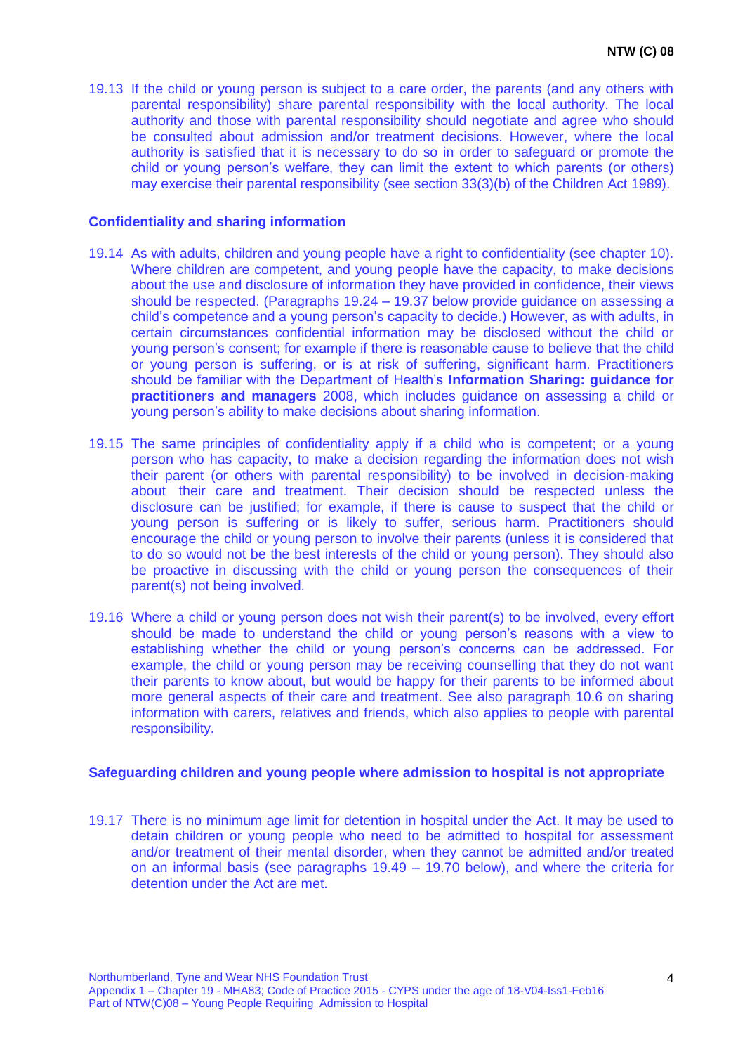19.13 If the child or young person is subject to a care order, the parents (and any others with parental responsibility) share parental responsibility with the local authority. The local authority and those with parental responsibility should negotiate and agree who should be consulted about admission and/or treatment decisions. However, where the local authority is satisfied that it is necessary to do so in order to safeguard or promote the child or young person's welfare, they can limit the extent to which parents (or others) may exercise their parental responsibility (see section 33(3)(b) of the Children Act 1989).

## Confidentiality and sharing information

19.14 As with adults, children and young people have a right to confidentiality (see chapter 10). Where children are competent, and young people have the capacity, to make decisions about the use and disclosure of information they have provided in confidence, their views should be respected. (Paragraphs 19.24 – 19.37 below provide guidance on assessing a child's competence and a young person's capacity to decide.) However, as with adults, in certain circumstances confidential information may be disclosed without the child or young person's consent; for example if there is reasonable cause to believe that the child or young person is suffering, or is at risk of suffering, significant harm. Practitioners should be familiar with the Department of Health's **Information Sharing: guidance for practitioners and managers** 2008, which includes guidance on assessing a child or young person's ability to make decisions about sharing information.

19.15 The same principles of confidentiality apply if a child who is competent; or a young person who has capacity, to make a decision regarding the information does not wish their parent (or others with parental responsibility) to be involved in decision-making about their care and treatment. Their decision should be respected unless the disclosure can be justified; for example, if there is cause to suspect that the child or young person is suffering or is likely to suffer, serious harm. Practitioners should encourage the child or young person to involve their parents (unless it is considered that to do so would not be the best interests of the child or young person). They should also be proactive in discussing with the child or young person the consequences of their parent(s) not being involved.

19.16 Where a child or young person does not wish their parent(s) to be involved, every effort should be made to understand the child or young person's reasons with a view to establishing whether the child or young person's concerns can be addressed. For example, the child or young person may be receiving counselling that they do not want their parents to know about, but would be happy for their parents to be informed about more general aspects of their care and treatment. See also paragraph 10.6 on sharing information with carers, relatives and friends, which also applies to people with parental responsibility.

## Safeguarding children and young people where admission to hospital is not appropriate

19.17 There is no minimum age limit for detention in hospital under the Act. It may be used to detain children or young people who need to be admitted to hospital for assessment and/or treatment of their mental disorder, when they cannot be admitted and/or treated on an informal basis (see paragraphs 19.49 – 19.70 below), and where the criteria for detention under the Act are met.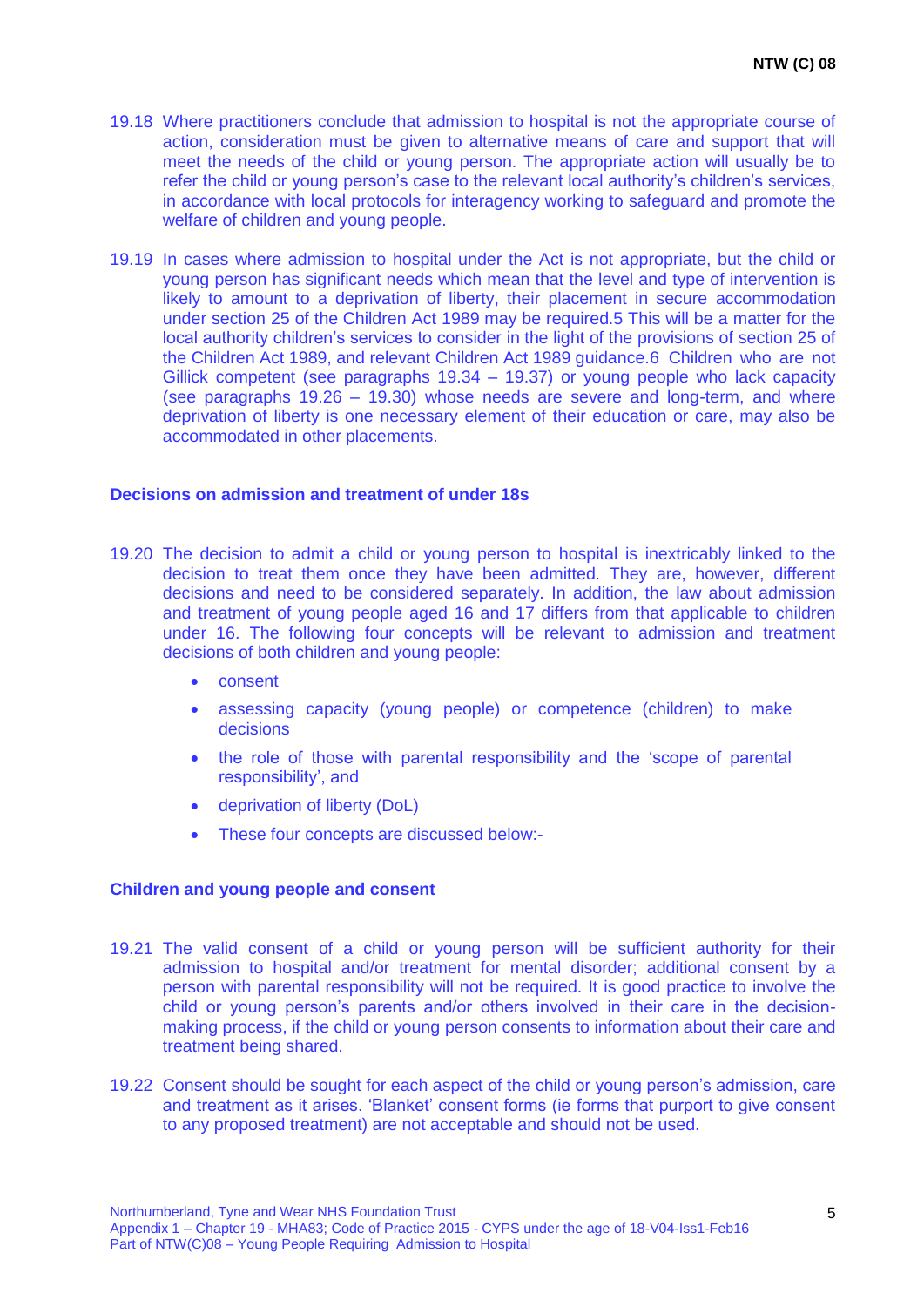19.18 Where practitioners conclude that admission to hospital is not the appropriate course of action, consideration must be given to alternative means of care and support that will meet the needs of the child or young person. The appropriate action will usually be to refer the child or young person's case to the relevant local authority's children's services, in accordance with local protocols for interagency working to safeguard and promote the welfare of children and young people.

19.19 In cases where admission to hospital under the Act is not appropriate, but the child or young person has significant needs which mean that the level and type of intervention is likely to amount to a deprivation of liberty, their placement in secure accommodation under section 25 of the Children Act 1989 may be required.5 This will be a matter for the local authority children's services to consider in the light of the provisions of section 25 of the Children Act 1989, and relevant Children Act 1989 guidance.6 Children who are not Gillick competent (see paragraphs 19.34 – 19.37) or young people who lack capacity (see paragraphs 19.26 – 19.30) whose needs are severe and long-term, and where deprivation of liberty is one necessary element of their education or care, may also be accommodated in other placements.

### Decisions on admission and treatment of under 18s

19.20 The decision to admit a child or young person to hospital is inextricably linked to the decision to treat them once they have been admitted. They are, however, different decisions and need to be considered separately. In addition, the law about admission and treatment of young people aged 16 and 17 differs from that applicable to children under 16. The following four concepts will be relevant to admission and treatment decisions of both children and young people:

- consent
- assessing capacity (young people) or competence (children) to make decisions
- the role of those with parental responsibility and the 'scope of parental responsibility', and
- deprivation of liberty (DoL)
- These four concepts are discussed below:-

### Children and young people and consent

19.21 The valid consent of a child or young person will be sufficient authority for their admission to hospital and/or treatment for mental disorder; additional consent by a person with parental responsibility will not be required. It is good practice to involve the child or young person's parents and/or others involved in their care in the decision-making process, if the child or young person consents to information about their care and treatment being shared.

19.22 Consent should be sought for each aspect of the child or young person's admission, care and treatment as it arises. 'Blanket' consent forms (ie forms that purport to give consent to any proposed treatment) are not acceptable and should not be used.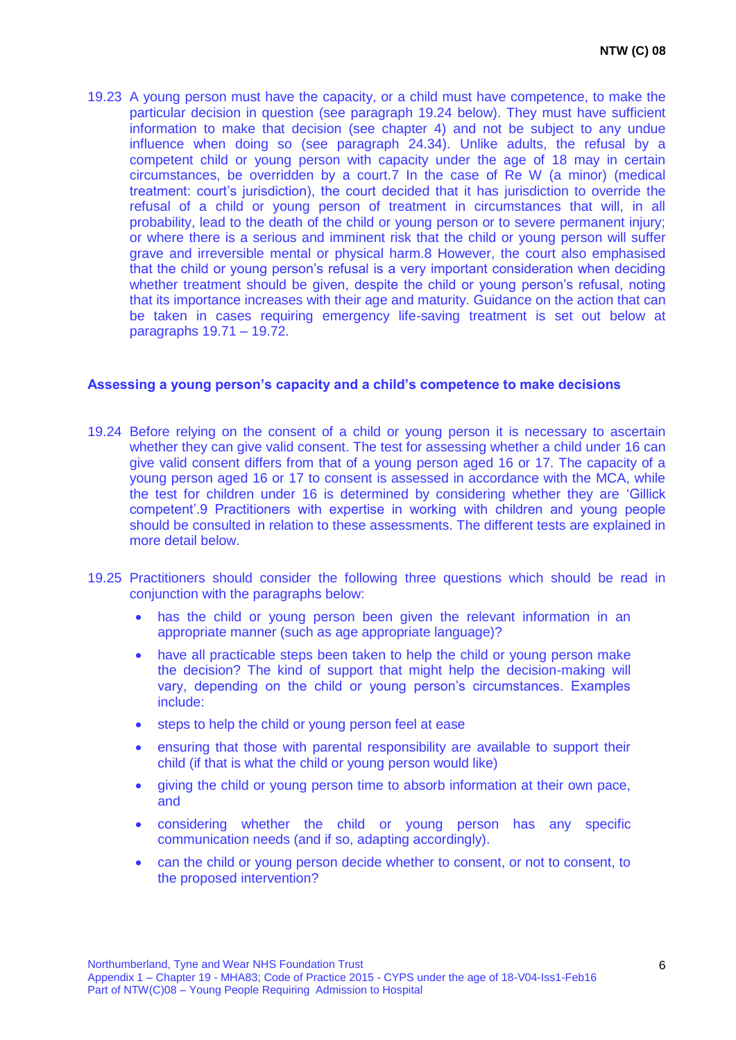19.23 A young person must have the capacity, or a child must have competence, to make the particular decision in question (see paragraph 19.24 below). They must have sufficient information to make that decision (see chapter 4) and not be subject to any undue influence when doing so (see paragraph 24.34). Unlike adults, the refusal by a competent child or young person with capacity under the age of 18 may in certain circumstances, be overridden by a court.[7] In the case of Re W (a minor) (medical treatment: court's jurisdiction), the court decided that it has jurisdiction to override the refusal of a child or young person of treatment in circumstances that will, in all probability, lead to the death of the child or young person or to severe permanent injury; or where there is a serious and imminent risk that the child or young person will suffer grave and irreversible mental or physical harm.[8] However, the court also emphasised that the child or young person's refusal is a very important consideration when deciding whether treatment should be given, despite the child or young person's refusal, noting that its importance increases with their age and maturity. Guidance on the action that can be taken in cases requiring emergency life-saving treatment is set out below at paragraphs 19.71 – 19.72.

### Assessing a young person's capacity and a child's competence to make decisions

19.24 Before relying on the consent of a child or young person it is necessary to ascertain whether they can give valid consent. The test for assessing whether a child under 16 can give valid consent differs from that of a young person aged 16 or 17. The capacity of a young person aged 16 or 17 to consent is assessed in accordance with the MCA, while the test for children under 16 is determined by considering whether they are 'Gillick competent'.[9] Practitioners with expertise in working with children and young people should be consulted in relation to these assessments. The different tests are explained in more detail below.

19.25 Practitioners should consider the following three questions which should be read in conjunction with the paragraphs below:

- has the child or young person been given the relevant information in an appropriate manner (such as age appropriate language)?
- have all practicable steps been taken to help the child or young person make the decision? The kind of support that might help the decision-making will vary, depending on the child or young person's circumstances. Examples include:
- steps to help the child or young person feel at ease
- ensuring that those with parental responsibility are available to support their child (if that is what the child or young person would like)
- giving the child or young person time to absorb information at their own pace, and
- considering whether the child or young person has any specific communication needs (and if so, adapting accordingly).
- can the child or young person decide whether to consent, or not to consent, to the proposed intervention?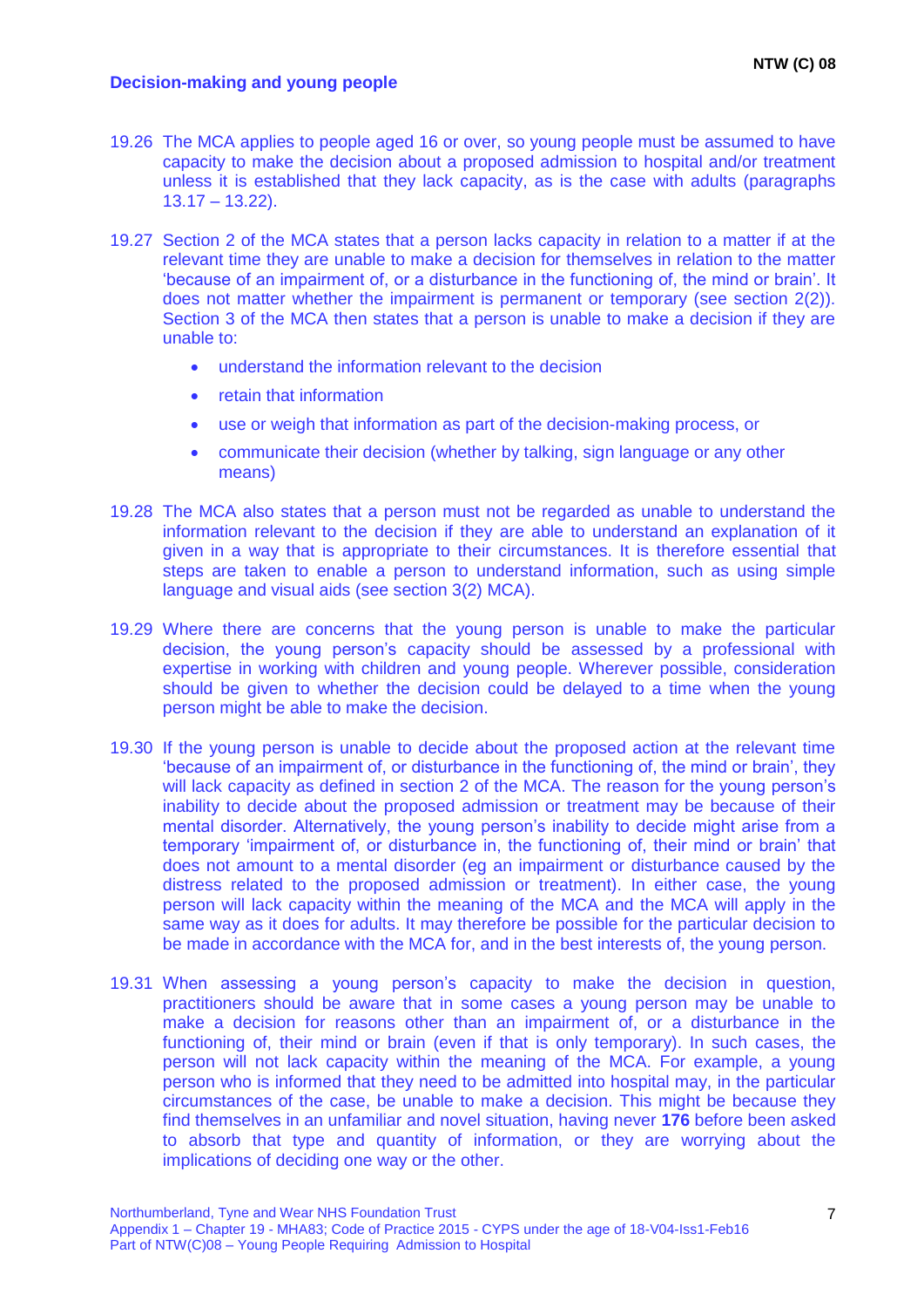## Decision-making and young people

19.26 The MCA applies to people aged 16 or over, so young people must be assumed to have capacity to make the decision about a proposed admission to hospital and/or treatment unless it is established that they lack capacity, as is the case with adults (paragraphs 13.17 – 13.22).

19.27 Section 2 of the MCA states that a person lacks capacity in relation to a matter if at the relevant time they are unable to make a decision for themselves in relation to the matter 'because of an impairment of, or a disturbance in the functioning of, the mind or brain'. It does not matter whether the impairment is permanent or temporary (see section 2(2)). Section 3 of the MCA then states that a person is unable to make a decision if they are unable to:

- understand the information relevant to the decision
- retain that information
- use or weigh that information as part of the decision-making process, or
- communicate their decision (whether by talking, sign language or any other means)

19.28 The MCA also states that a person must not be regarded as unable to understand the information relevant to the decision if they are able to understand an explanation of it given in a way that is appropriate to their circumstances. It is therefore essential that steps are taken to enable a person to understand information, such as using simple language and visual aids (see section 3(2) MCA).

19.29 Where there are concerns that the young person is unable to make the particular decision, the young person's capacity should be assessed by a professional with expertise in working with children and young people. Wherever possible, consideration should be given to whether the decision could be delayed to a time when the young person might be able to make the decision.

19.30 If the young person is unable to decide about the proposed action at the relevant time 'because of an impairment of, or disturbance in the functioning of, the mind or brain', they will lack capacity as defined in section 2 of the MCA. The reason for the young person's inability to decide about the proposed admission or treatment may be because of their mental disorder. Alternatively, the young person's inability to decide might arise from a temporary 'impairment of, or disturbance in, the functioning of, their mind or brain' that does not amount to a mental disorder (eg an impairment or disturbance caused by the distress related to the proposed admission or treatment). In either case, the young person will lack capacity within the meaning of the MCA and the MCA will apply in the same way as it does for adults. It may therefore be possible for the particular decision to be made in accordance with the MCA for, and in the best interests of, the young person.

19.31 When assessing a young person's capacity to make the decision in question, practitioners should be aware that in some cases a young person may be unable to make a decision for reasons other than an impairment of, or a disturbance in the functioning of, their mind or brain (even if that is only temporary). In such cases, the person will not lack capacity within the meaning of the MCA. For example, a young person who is informed that they need to be admitted into hospital may, in the particular circumstances of the case, be unable to make a decision. This might be because they find themselves in an unfamiliar and novel situation, having never **176** before been asked to absorb that type and quantity of information, or they are worrying about the implications of deciding one way or the other.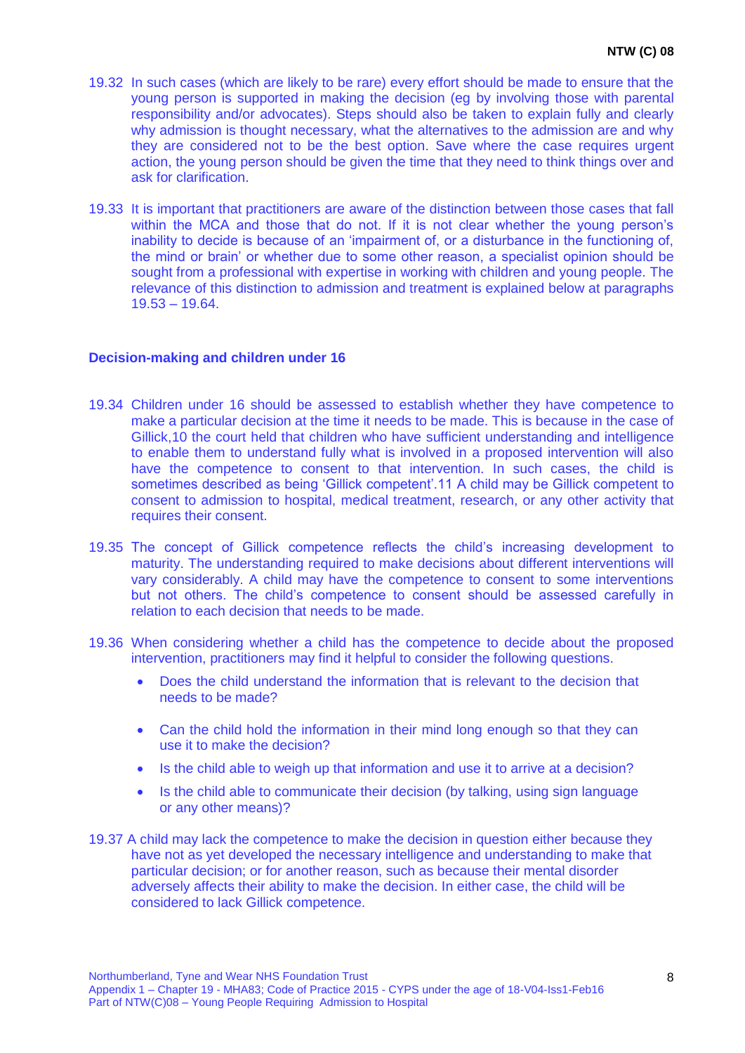19.32 In such cases (which are likely to be rare) every effort should be made to ensure that the young person is supported in making the decision (eg by involving those with parental responsibility and/or advocates). Steps should also be taken to explain fully and clearly why admission is thought necessary, what the alternatives to the admission are and why they are considered not to be the best option. Save where the case requires urgent action, the young person should be given the time that they need to think things over and ask for clarification.

19.33 It is important that practitioners are aware of the distinction between those cases that fall within the MCA and those that do not. If it is not clear whether the young person's inability to decide is because of an 'impairment of, or a disturbance in the functioning of, the mind or brain' or whether due to some other reason, a specialist opinion should be sought from a professional with expertise in working with children and young people. The relevance of this distinction to admission and treatment is explained below at paragraphs 19.53 – 19.64.

### Decision-making and children under 16

19.34 Children under 16 should be assessed to establish whether they have competence to make a particular decision at the time it needs to be made. This is because in the case of Gillick,[10] the court held that children who have sufficient understanding and intelligence to enable them to understand fully what is involved in a proposed intervention will also have the competence to consent to that intervention. In such cases, the child is sometimes described as being 'Gillick competent'.[11] A child may be Gillick competent to consent to admission to hospital, medical treatment, research, or any other activity that requires their consent.

19.35 The concept of Gillick competence reflects the child's increasing development to maturity. The understanding required to make decisions about different interventions will vary considerably. A child may have the competence to consent to some interventions but not others. The child's competence to consent should be assessed carefully in relation to each decision that needs to be made.

19.36 When considering whether a child has the competence to decide about the proposed intervention, practitioners may find it helpful to consider the following questions.

- Does the child understand the information that is relevant to the decision that needs to be made?
- Can the child hold the information in their mind long enough so that they can use it to make the decision?
- Is the child able to weigh up that information and use it to arrive at a decision?
- Is the child able to communicate their decision (by talking, using sign language or any other means)?

19.37 A child may lack the competence to make the decision in question either because they have not as yet developed the necessary intelligence and understanding to make that particular decision; or for another reason, such as because their mental disorder adversely affects their ability to make the decision. In either case, the child will be considered to lack Gillick competence.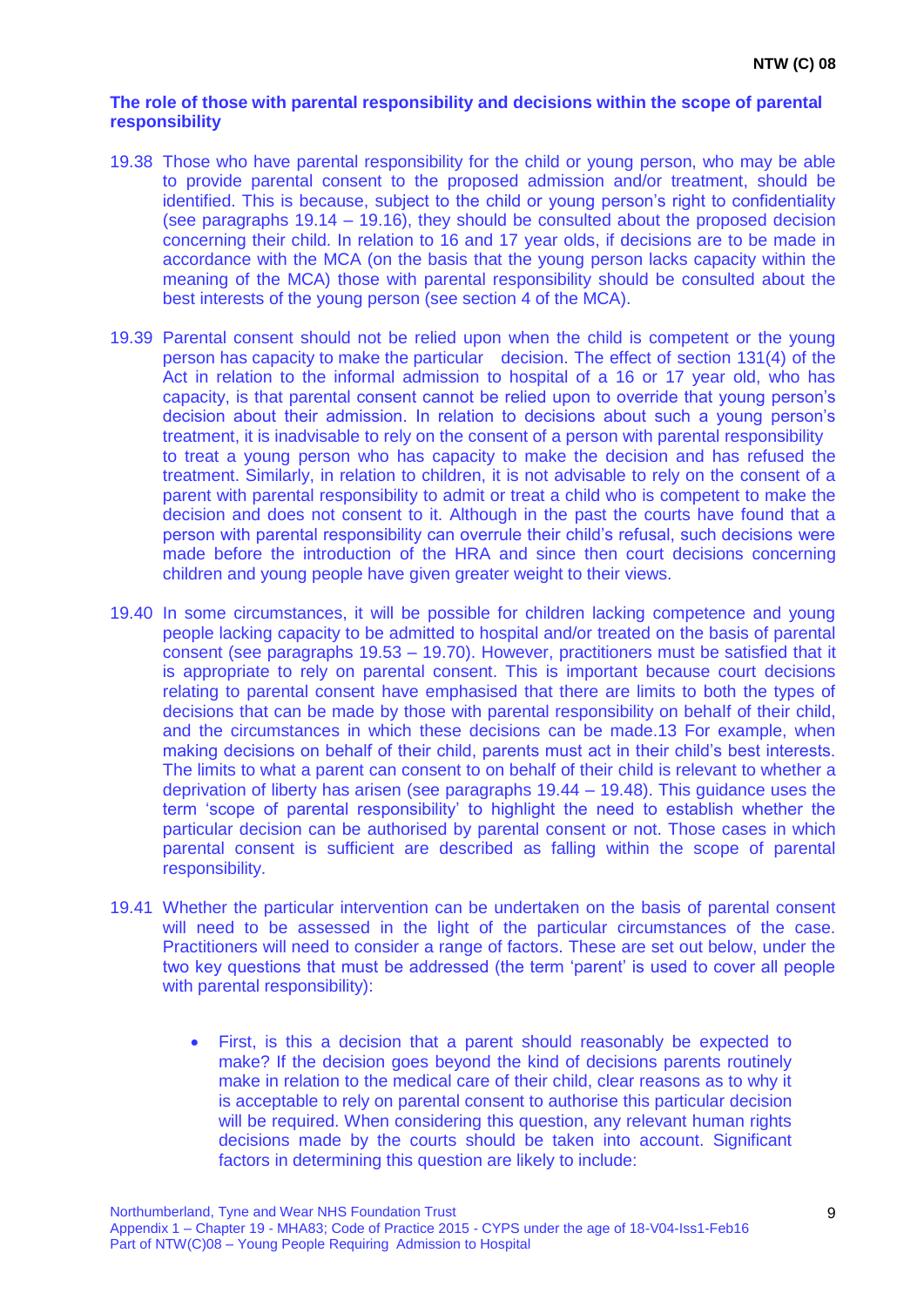**The role of those with parental responsibility and decisions within the scope of parental responsibility**

19.38 Those who have parental responsibility for the child or young person, who may be able to provide parental consent to the proposed admission and/or treatment, should be identified. This is because, subject to the child or young person's right to confidentiality (see paragraphs 19.14 – 19.16), they should be consulted about the proposed decision concerning their child. In relation to 16 and 17 year olds, if decisions are to be made in accordance with the MCA (on the basis that the young person lacks capacity within the meaning of the MCA) those with parental responsibility should be consulted about the best interests of the young person (see section 4 of the MCA).

19.39 Parental consent should not be relied upon when the child is competent or the young person has capacity to make the particular decision. The effect of section 131(4) of the Act in relation to the informal admission to hospital of a 16 or 17 year old, who has capacity, is that parental consent cannot be relied upon to override that young person's decision about their admission. In relation to decisions about such a young person's treatment, it is inadvisable to rely on the consent of a person with parental responsibility to treat a young person who has capacity to make the decision and has refused the treatment. Similarly, in relation to children, it is not advisable to rely on the consent of a parent with parental responsibility to admit or treat a child who is competent to make the decision and does not consent to it. Although in the past the courts have found that a person with parental responsibility can overrule their child's refusal, such decisions were made before the introduction of the HRA and since then court decisions concerning children and young people have given greater weight to their views.

19.40 In some circumstances, it will be possible for children lacking competence and young people lacking capacity to be admitted to hospital and/or treated on the basis of parental consent (see paragraphs 19.53 – 19.70). However, practitioners must be satisfied that it is appropriate to rely on parental consent. This is important because court decisions relating to parental consent have emphasised that there are limits to both the types of decisions that can be made by those with parental responsibility on behalf of their child, and the circumstances in which these decisions can be made.[13] For example, when making decisions on behalf of their child, parents must act in their child's best interests. The limits to what a parent can consent to on behalf of their child is relevant to whether a deprivation of liberty has arisen (see paragraphs 19.44 – 19.48). This guidance uses the term 'scope of parental responsibility' to highlight the need to establish whether the particular decision can be authorised by parental consent or not. Those cases in which parental consent is sufficient are described as falling within the scope of parental responsibility.

19.41 Whether the particular intervention can be undertaken on the basis of parental consent will need to be assessed in the light of the particular circumstances of the case. Practitioners will need to consider a range of factors. These are set out below, under the two key questions that must be addressed (the term 'parent' is used to cover all people with parental responsibility):

- First, is this a decision that a parent should reasonably be expected to make? If the decision goes beyond the kind of decisions parents routinely make in relation to the medical care of their child, clear reasons as to why it is acceptable to rely on parental consent to authorise this particular decision will be required. When considering this question, any relevant human rights decisions made by the courts should be taken into account. Significant factors in determining this question are likely to include: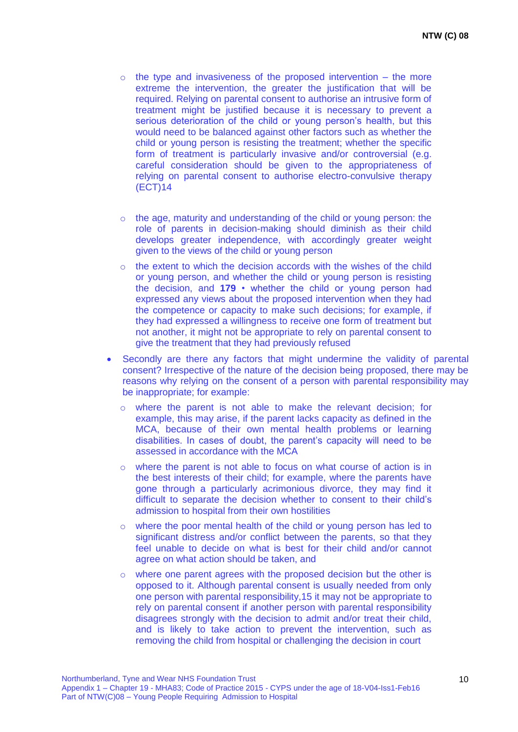- the type and invasiveness of the proposed intervention – the more extreme the intervention, the greater the justification that will be required. Relying on parental consent to authorise an intrusive form of treatment might be justified because it is necessary to prevent a serious deterioration of the child or young person's health, but this would need to be balanced against other factors such as whether the child or young person is resisting the treatment; whether the specific form of treatment is particularly invasive and/or controversial (e.g. careful consideration should be given to the appropriateness of relying on parental consent to authorise electro-convulsive therapy (ECT)14

- the age, maturity and understanding of the child or young person: the role of parents in decision-making should diminish as their child develops greater independence, with accordingly greater weight given to the views of the child or young person
- the extent to which the decision accords with the wishes of the child or young person, and whether the child or young person is resisting the decision, and **179** • whether the child or young person had expressed any views about the proposed intervention when they had the competence or capacity to make such decisions; for example, if they had expressed a willingness to receive one form of treatment but not another, it might not be appropriate to rely on parental consent to give the treatment that they had previously refused

- Secondly are there any factors that might undermine the validity of parental consent? Irrespective of the nature of the decision being proposed, there may be reasons why relying on the consent of a person with parental responsibility may be inappropriate; for example:
  - where the parent is not able to make the relevant decision; for example, this may arise, if the parent lacks capacity as defined in the MCA, because of their own mental health problems or learning disabilities. In cases of doubt, the parent's capacity will need to be assessed in accordance with the MCA
  - where the parent is not able to focus on what course of action is in the best interests of their child; for example, where the parents have gone through a particularly acrimonious divorce, they may find it difficult to separate the decision whether to consent to their child's admission to hospital from their own hostilities
  - where the poor mental health of the child or young person has led to significant distress and/or conflict between the parents, so that they feel unable to decide on what is best for their child and/or cannot agree on what action should be taken, and
  - where one parent agrees with the proposed decision but the other is opposed to it. Although parental consent is usually needed from only one person with parental responsibility,15 it may not be appropriate to rely on parental consent if another person with parental responsibility disagrees strongly with the decision to admit and/or treat their child, and is likely to take action to prevent the intervention, such as removing the child from hospital or challenging the decision in court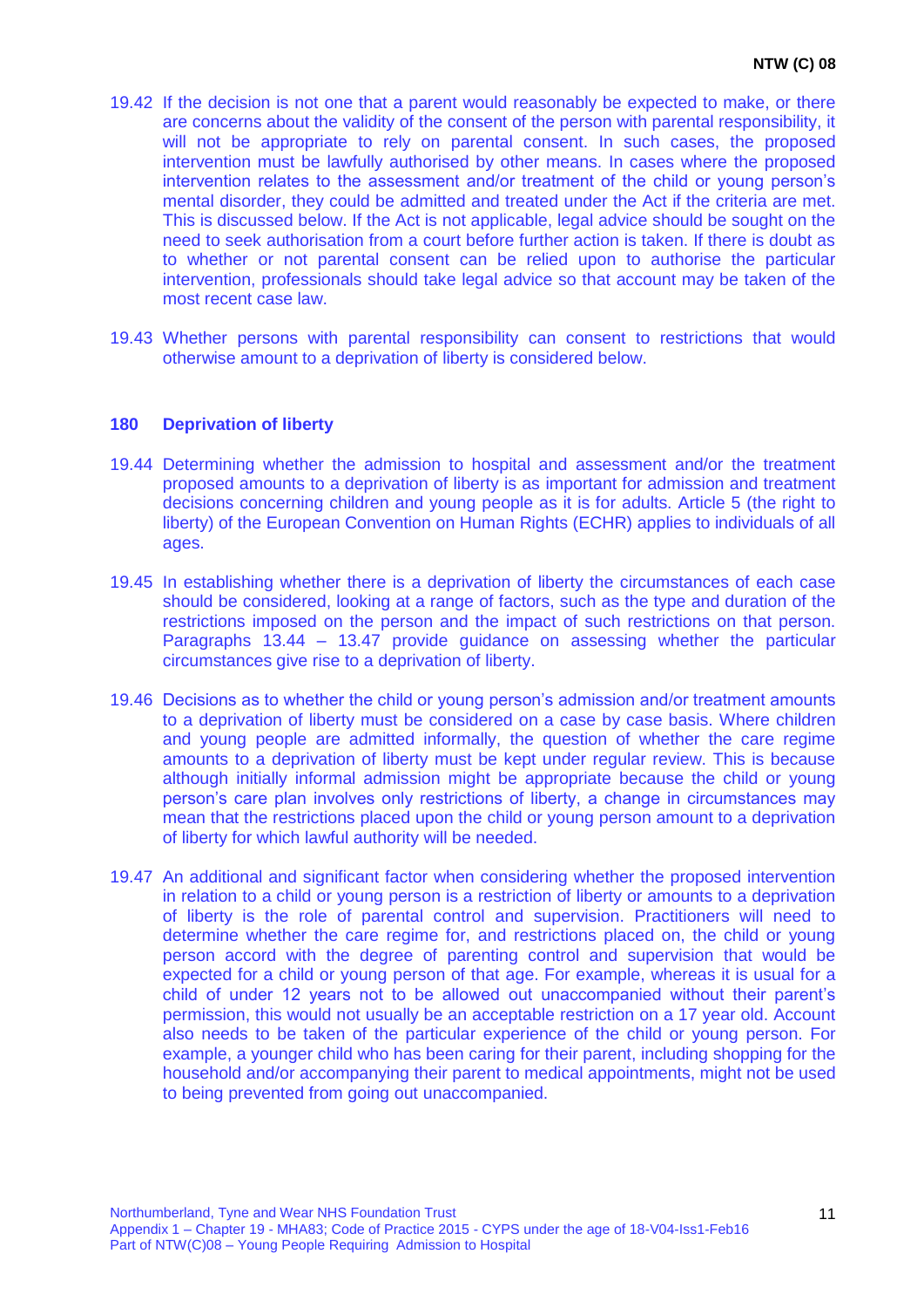19.42 If the decision is not one that a parent would reasonably be expected to make, or there are concerns about the validity of the consent of the person with parental responsibility, it will not be appropriate to rely on parental consent. In such cases, the proposed intervention must be lawfully authorised by other means. In cases where the proposed intervention relates to the assessment and/or treatment of the child or young person's mental disorder, they could be admitted and treated under the Act if the criteria are met. This is discussed below. If the Act is not applicable, legal advice should be sought on the need to seek authorisation from a court before further action is taken. If there is doubt as to whether or not parental consent can be relied upon to authorise the particular intervention, professionals should take legal advice so that account may be taken of the most recent case law.

19.43 Whether persons with parental responsibility can consent to restrictions that would otherwise amount to a deprivation of liberty is considered below.

## 180 Deprivation of liberty

19.44 Determining whether the admission to hospital and assessment and/or the treatment proposed amounts to a deprivation of liberty is as important for admission and treatment decisions concerning children and young people as it is for adults. Article 5 (the right to liberty) of the European Convention on Human Rights (ECHR) applies to individuals of all ages.

19.45 In establishing whether there is a deprivation of liberty the circumstances of each case should be considered, looking at a range of factors, such as the type and duration of the restrictions imposed on the person and the impact of such restrictions on that person. Paragraphs 13.44 – 13.47 provide guidance on assessing whether the particular circumstances give rise to a deprivation of liberty.

19.46 Decisions as to whether the child or young person's admission and/or treatment amounts to a deprivation of liberty must be considered on a case by case basis. Where children and young people are admitted informally, the question of whether the care regime amounts to a deprivation of liberty must be kept under regular review. This is because although initially informal admission might be appropriate because the child or young person's care plan involves only restrictions of liberty, a change in circumstances may mean that the restrictions placed upon the child or young person amount to a deprivation of liberty for which lawful authority will be needed.

19.47 An additional and significant factor when considering whether the proposed intervention in relation to a child or young person is a restriction of liberty or amounts to a deprivation of liberty is the role of parental control and supervision. Practitioners will need to determine whether the care regime for, and restrictions placed on, the child or young person accord with the degree of parenting control and supervision that would be expected for a child or young person of that age. For example, whereas it is usual for a child of under 12 years not to be allowed out unaccompanied without their parent's permission, this would not usually be an acceptable restriction on a 17 year old. Account also needs to be taken of the particular experience of the child or young person. For example, a younger child who has been caring for their parent, including shopping for the household and/or accompanying their parent to medical appointments, might not be used to being prevented from going out unaccompanied.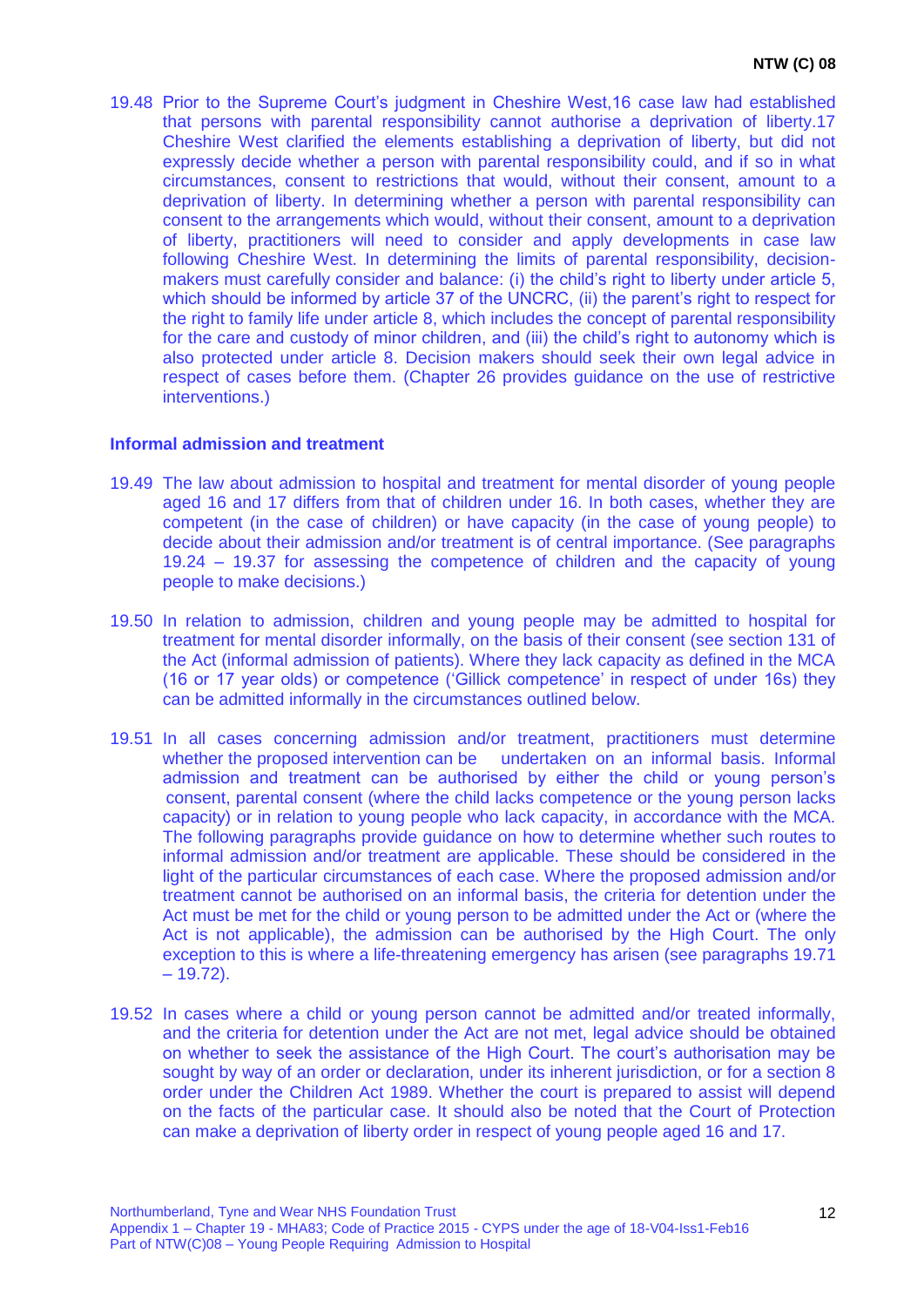19.48 Prior to the Supreme Court's judgment in Cheshire West,[16] case law had established that persons with parental responsibility cannot authorise a deprivation of liberty.[17] Cheshire West clarified the elements establishing a deprivation of liberty, but did not expressly decide whether a person with parental responsibility could, and if so in what circumstances, consent to restrictions that would, without their consent, amount to a deprivation of liberty. In determining whether a person with parental responsibility can consent to the arrangements which would, without their consent, amount to a deprivation of liberty, practitioners will need to consider and apply developments in case law following Cheshire West. In determining the limits of parental responsibility, decision-makers must carefully consider and balance: (i) the child's right to liberty under article 5, which should be informed by article 37 of the UNCRC, (ii) the parent's right to respect for the right to family life under article 8, which includes the concept of parental responsibility for the care and custody of minor children, and (iii) the child's right to autonomy which is also protected under article 8. Decision makers should seek their own legal advice in respect of cases before them. (Chapter 26 provides guidance on the use of restrictive interventions.)

### Informal admission and treatment

19.49 The law about admission to hospital and treatment for mental disorder of young people aged 16 and 17 differs from that of children under 16. In both cases, whether they are competent (in the case of children) or have capacity (in the case of young people) to decide about their admission and/or treatment is of central importance. (See paragraphs 19.24 – 19.37 for assessing the competence of children and the capacity of young people to make decisions.)

19.50 In relation to admission, children and young people may be admitted to hospital for treatment for mental disorder informally, on the basis of their consent (see section 131 of the Act (informal admission of patients). Where they lack capacity as defined in the MCA (16 or 17 year olds) or competence ('Gillick competence' in respect of under 16s) they can be admitted informally in the circumstances outlined below.

19.51 In all cases concerning admission and/or treatment, practitioners must determine whether the proposed intervention can be undertaken on an informal basis. Informal admission and treatment can be authorised by either the child or young person's consent, parental consent (where the child lacks competence or the young person lacks capacity) or in relation to young people who lack capacity, in accordance with the MCA. The following paragraphs provide guidance on how to determine whether such routes to informal admission and/or treatment are applicable. These should be considered in the light of the particular circumstances of each case. Where the proposed admission and/or treatment cannot be authorised on an informal basis, the criteria for detention under the Act must be met for the child or young person to be admitted under the Act or (where the Act is not applicable), the admission can be authorised by the High Court. The only exception to this is where a life-threatening emergency has arisen (see paragraphs 19.71 – 19.72).

19.52 In cases where a child or young person cannot be admitted and/or treated informally, and the criteria for detention under the Act are not met, legal advice should be obtained on whether to seek the assistance of the High Court. The court's authorisation may be sought by way of an order or declaration, under its inherent jurisdiction, or for a section 8 order under the Children Act 1989. Whether the court is prepared to assist will depend on the facts of the particular case. It should also be noted that the Court of Protection can make a deprivation of liberty order in respect of young people aged 16 and 17.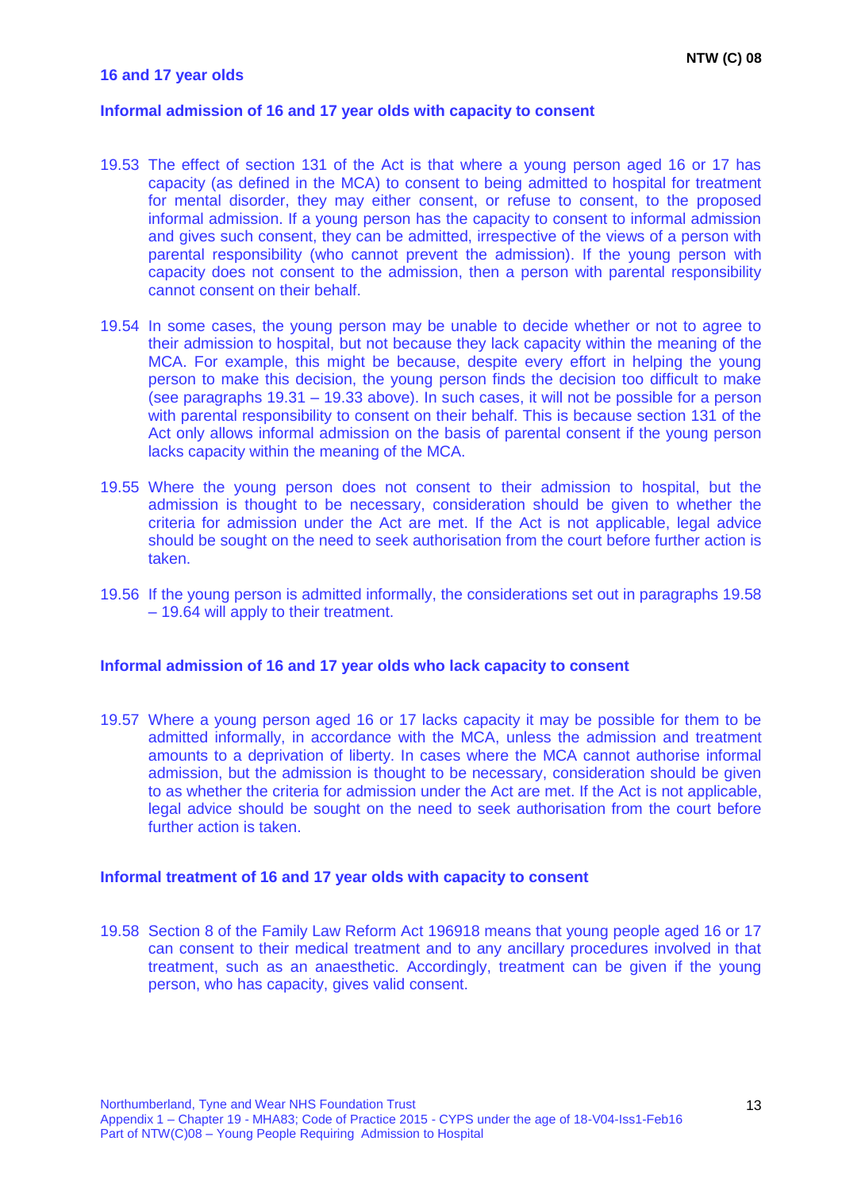## 16 and 17 year olds

### Informal admission of 16 and 17 year olds with capacity to consent

19.53 The effect of section 131 of the Act is that where a young person aged 16 or 17 has capacity (as defined in the MCA) to consent to being admitted to hospital for treatment for mental disorder, they may either consent, or refuse to consent, to the proposed informal admission. If a young person has the capacity to consent to informal admission and gives such consent, they can be admitted, irrespective of the views of a person with parental responsibility (who cannot prevent the admission). If the young person with capacity does not consent to the admission, then a person with parental responsibility cannot consent on their behalf.

19.54 In some cases, the young person may be unable to decide whether or not to agree to their admission to hospital, but not because they lack capacity within the meaning of the MCA. For example, this might be because, despite every effort in helping the young person to make this decision, the young person finds the decision too difficult to make (see paragraphs 19.31 – 19.33 above). In such cases, it will not be possible for a person with parental responsibility to consent on their behalf. This is because section 131 of the Act only allows informal admission on the basis of parental consent if the young person lacks capacity within the meaning of the MCA.

19.55 Where the young person does not consent to their admission to hospital, but the admission is thought to be necessary, consideration should be given to whether the criteria for admission under the Act are met. If the Act is not applicable, legal advice should be sought on the need to seek authorisation from the court before further action is taken.

19.56 If the young person is admitted informally, the considerations set out in paragraphs 19.58 – 19.64 will apply to their treatment.

### Informal admission of 16 and 17 year olds who lack capacity to consent

19.57 Where a young person aged 16 or 17 lacks capacity it may be possible for them to be admitted informally, in accordance with the MCA, unless the admission and treatment amounts to a deprivation of liberty. In cases where the MCA cannot authorise informal admission, but the admission is thought to be necessary, consideration should be given to as whether the criteria for admission under the Act are met. If the Act is not applicable, legal advice should be sought on the need to seek authorisation from the court before further action is taken.

### Informal treatment of 16 and 17 year olds with capacity to consent

19.58 Section 8 of the Family Law Reform Act 196918 means that young people aged 16 or 17 can consent to their medical treatment and to any ancillary procedures involved in that treatment, such as an anaesthetic. Accordingly, treatment can be given if the young person, who has capacity, gives valid consent.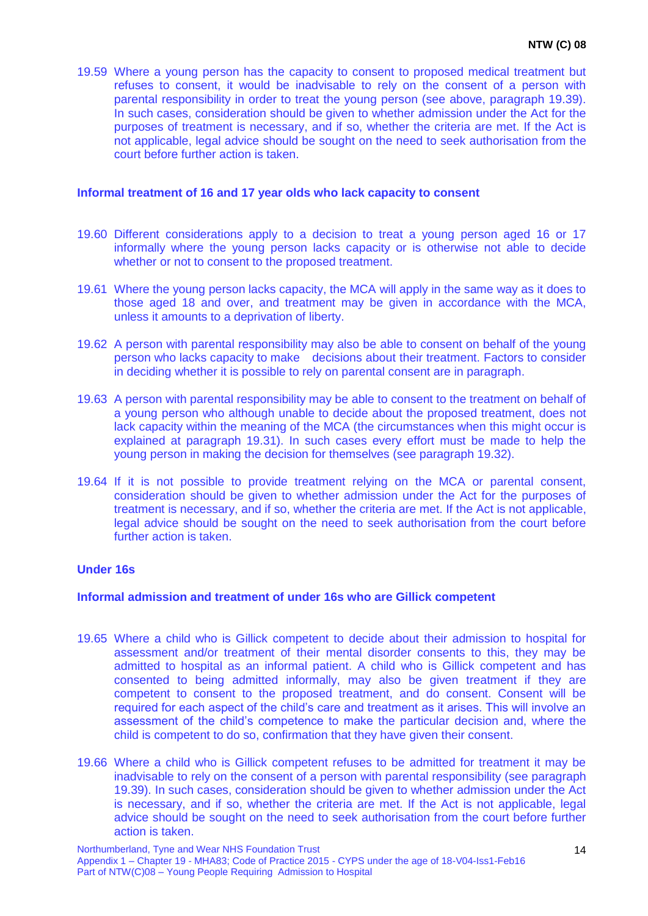19.59 Where a young person has the capacity to consent to proposed medical treatment but refuses to consent, it would be inadvisable to rely on the consent of a person with parental responsibility in order to treat the young person (see above, paragraph 19.39). In such cases, consideration should be given to whether admission under the Act for the purposes of treatment is necessary, and if so, whether the criteria are met. If the Act is not applicable, legal advice should be sought on the need to seek authorisation from the court before further action is taken.

### Informal treatment of 16 and 17 year olds who lack capacity to consent

19.60 Different considerations apply to a decision to treat a young person aged 16 or 17 informally where the young person lacks capacity or is otherwise not able to decide whether or not to consent to the proposed treatment.

19.61 Where the young person lacks capacity, the MCA will apply in the same way as it does to those aged 18 and over, and treatment may be given in accordance with the MCA, unless it amounts to a deprivation of liberty.

19.62 A person with parental responsibility may also be able to consent on behalf of the young person who lacks capacity to make decisions about their treatment. Factors to consider in deciding whether it is possible to rely on parental consent are in paragraph.

19.63 A person with parental responsibility may be able to consent to the treatment on behalf of a young person who although unable to decide about the proposed treatment, does not lack capacity within the meaning of the MCA (the circumstances when this might occur is explained at paragraph 19.31). In such cases every effort must be made to help the young person in making the decision for themselves (see paragraph 19.32).

19.64 If it is not possible to provide treatment relying on the MCA or parental consent, consideration should be given to whether admission under the Act for the purposes of treatment is necessary, and if so, whether the criteria are met. If the Act is not applicable, legal advice should be sought on the need to seek authorisation from the court before further action is taken.

## Under 16s

### Informal admission and treatment of under 16s who are Gillick competent

19.65 Where a child who is Gillick competent to decide about their admission to hospital for assessment and/or treatment of their mental disorder consents to this, they may be admitted to hospital as an informal patient. A child who is Gillick competent and has consented to being admitted informally, may also be given treatment if they are competent to consent to the proposed treatment, and do consent. Consent will be required for each aspect of the child's care and treatment as it arises. This will involve an assessment of the child's competence to make the particular decision and, where the child is competent to do so, confirmation that they have given their consent.

19.66 Where a child who is Gillick competent refuses to be admitted for treatment it may be inadvisable to rely on the consent of a person with parental responsibility (see paragraph 19.39). In such cases, consideration should be given to whether admission under the Act is necessary, and if so, whether the criteria are met. If the Act is not applicable, legal advice should be sought on the need to seek authorisation from the court before further action is taken.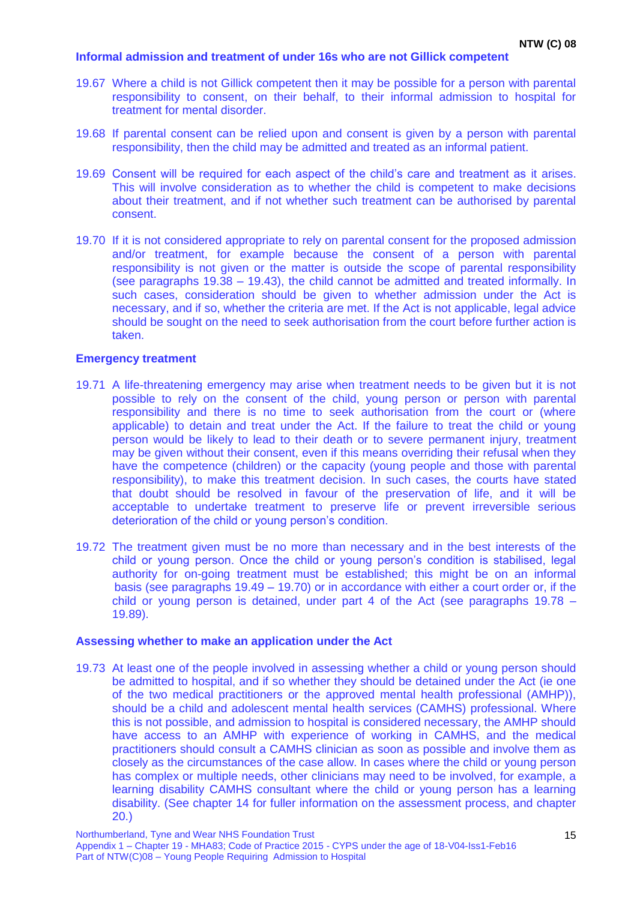### Informal admission and treatment of under 16s who are not Gillick competent

19.67 Where a child is not Gillick competent then it may be possible for a person with parental responsibility to consent, on their behalf, to their informal admission to hospital for treatment for mental disorder.

19.68 If parental consent can be relied upon and consent is given by a person with parental responsibility, then the child may be admitted and treated as an informal patient.

19.69 Consent will be required for each aspect of the child's care and treatment as it arises. This will involve consideration as to whether the child is competent to make decisions about their treatment, and if not whether such treatment can be authorised by parental consent.

19.70 If it is not considered appropriate to rely on parental consent for the proposed admission and/or treatment, for example because the consent of a person with parental responsibility is not given or the matter is outside the scope of parental responsibility (see paragraphs 19.38 – 19.43), the child cannot be admitted and treated informally. In such cases, consideration should be given to whether admission under the Act is necessary, and if so, whether the criteria are met. If the Act is not applicable, legal advice should be sought on the need to seek authorisation from the court before further action is taken.

### Emergency treatment

19.71 A life-threatening emergency may arise when treatment needs to be given but it is not possible to rely on the consent of the child, young person or person with parental responsibility and there is no time to seek authorisation from the court or (where applicable) to detain and treat under the Act. If the failure to treat the child or young person would be likely to lead to their death or to severe permanent injury, treatment may be given without their consent, even if this means overriding their refusal when they have the competence (children) or the capacity (young people and those with parental responsibility), to make this treatment decision. In such cases, the courts have stated that doubt should be resolved in favour of the preservation of life, and it will be acceptable to undertake treatment to preserve life or prevent irreversible serious deterioration of the child or young person's condition.

19.72 The treatment given must be no more than necessary and in the best interests of the child or young person. Once the child or young person's condition is stabilised, legal authority for on-going treatment must be established; this might be on an informal basis (see paragraphs 19.49 – 19.70) or in accordance with either a court order or, if the child or young person is detained, under part 4 of the Act (see paragraphs 19.78 – 19.89).

### Assessing whether to make an application under the Act

19.73 At least one of the people involved in assessing whether a child or young person should be admitted to hospital, and if so whether they should be detained under the Act (ie one of the two medical practitioners or the approved mental health professional (AMHP)), should be a child and adolescent mental health services (CAMHS) professional. Where this is not possible, and admission to hospital is considered necessary, the AMHP should have access to an AMHP with experience of working in CAMHS, and the medical practitioners should consult a CAMHS clinician as soon as possible and involve them as closely as the circumstances of the case allow. In cases where the child or young person has complex or multiple needs, other clinicians may need to be involved, for example, a learning disability CAMHS consultant where the child or young person has a learning disability. (See chapter 14 for fuller information on the assessment process, and chapter 20.)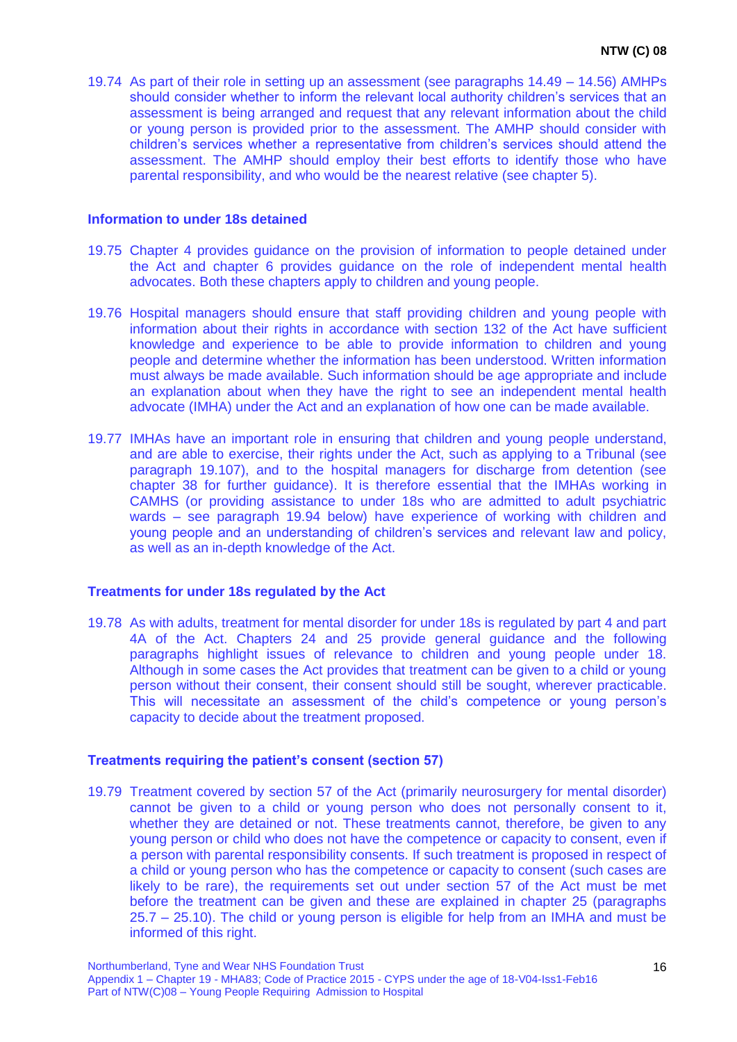19.74 As part of their role in setting up an assessment (see paragraphs 14.49 – 14.56) AMHPs should consider whether to inform the relevant local authority children's services that an assessment is being arranged and request that any relevant information about the child or young person is provided prior to the assessment. The AMHP should consider with children's services whether a representative from children's services should attend the assessment. The AMHP should employ their best efforts to identify those who have parental responsibility, and who would be the nearest relative (see chapter 5).

**Information to under 18s detained**

19.75 Chapter 4 provides guidance on the provision of information to people detained under the Act and chapter 6 provides guidance on the role of independent mental health advocates. Both these chapters apply to children and young people.

19.76 Hospital managers should ensure that staff providing children and young people with information about their rights in accordance with section 132 of the Act have sufficient knowledge and experience to be able to provide information to children and young people and determine whether the information has been understood. Written information must always be made available. Such information should be age appropriate and include an explanation about when they have the right to see an independent mental health advocate (IMHA) under the Act and an explanation of how one can be made available.

19.77 IMHAs have an important role in ensuring that children and young people understand, and are able to exercise, their rights under the Act, such as applying to a Tribunal (see paragraph 19.107), and to the hospital managers for discharge from detention (see chapter 38 for further guidance). It is therefore essential that the IMHAs working in CAMHS (or providing assistance to under 18s who are admitted to adult psychiatric wards – see paragraph 19.94 below) have experience of working with children and young people and an understanding of children's services and relevant law and policy, as well as an in-depth knowledge of the Act.

**Treatments for under 18s regulated by the Act**

19.78 As with adults, treatment for mental disorder for under 18s is regulated by part 4 and part 4A of the Act. Chapters 24 and 25 provide general guidance and the following paragraphs highlight issues of relevance to children and young people under 18. Although in some cases the Act provides that treatment can be given to a child or young person without their consent, their consent should still be sought, wherever practicable. This will necessitate an assessment of the child's competence or young person's capacity to decide about the treatment proposed.

**Treatments requiring the patient's consent (section 57)**

19.79 Treatment covered by section 57 of the Act (primarily neurosurgery for mental disorder) cannot be given to a child or young person who does not personally consent to it, whether they are detained or not. These treatments cannot, therefore, be given to any young person or child who does not have the competence or capacity to consent, even if a person with parental responsibility consents. If such treatment is proposed in respect of a child or young person who has the competence or capacity to consent (such cases are likely to be rare), the requirements set out under section 57 of the Act must be met before the treatment can be given and these are explained in chapter 25 (paragraphs 25.7 – 25.10). The child or young person is eligible for help from an IMHA and must be informed of this right.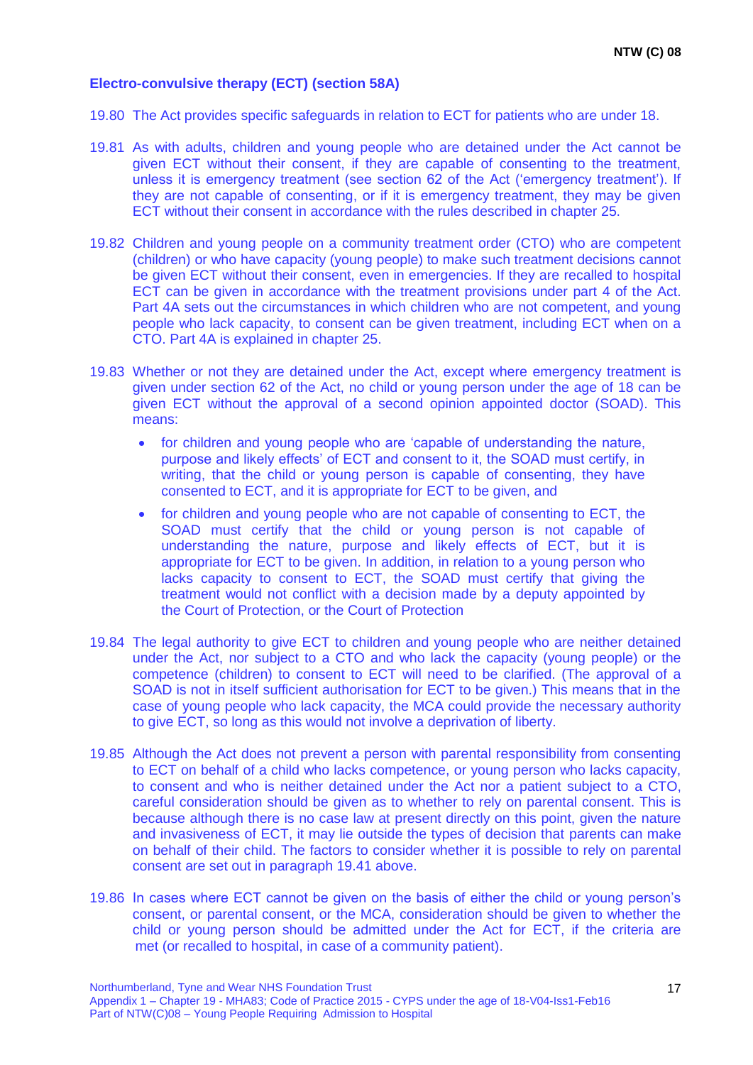### Electro-convulsive therapy (ECT) (section 58A)

19.80 The Act provides specific safeguards in relation to ECT for patients who are under 18.

19.81 As with adults, children and young people who are detained under the Act cannot be given ECT without their consent, if they are capable of consenting to the treatment, unless it is emergency treatment (see section 62 of the Act ('emergency treatment'). If they are not capable of consenting, or if it is emergency treatment, they may be given ECT without their consent in accordance with the rules described in chapter 25.

19.82 Children and young people on a community treatment order (CTO) who are competent (children) or who have capacity (young people) to make such treatment decisions cannot be given ECT without their consent, even in emergencies. If they are recalled to hospital ECT can be given in accordance with the treatment provisions under part 4 of the Act. Part 4A sets out the circumstances in which children who are not competent, and young people who lack capacity, to consent can be given treatment, including ECT when on a CTO. Part 4A is explained in chapter 25.

19.83 Whether or not they are detained under the Act, except where emergency treatment is given under section 62 of the Act, no child or young person under the age of 18 can be given ECT without the approval of a second opinion appointed doctor (SOAD). This means:

- for children and young people who are 'capable of understanding the nature, purpose and likely effects' of ECT and consent to it, the SOAD must certify, in writing, that the child or young person is capable of consenting, they have consented to ECT, and it is appropriate for ECT to be given, and
- for children and young people who are not capable of consenting to ECT, the SOAD must certify that the child or young person is not capable of understanding the nature, purpose and likely effects of ECT, but it is appropriate for ECT to be given. In addition, in relation to a young person who lacks capacity to consent to ECT, the SOAD must certify that giving the treatment would not conflict with a decision made by a deputy appointed by the Court of Protection, or the Court of Protection

19.84 The legal authority to give ECT to children and young people who are neither detained under the Act, nor subject to a CTO and who lack the capacity (young people) or the competence (children) to consent to ECT will need to be clarified. (The approval of a SOAD is not in itself sufficient authorisation for ECT to be given.) This means that in the case of young people who lack capacity, the MCA could provide the necessary authority to give ECT, so long as this would not involve a deprivation of liberty.

19.85 Although the Act does not prevent a person with parental responsibility from consenting to ECT on behalf of a child who lacks competence, or young person who lacks capacity, to consent and who is neither detained under the Act nor a patient subject to a CTO, careful consideration should be given as to whether to rely on parental consent. This is because although there is no case law at present directly on this point, given the nature and invasiveness of ECT, it may lie outside the types of decision that parents can make on behalf of their child. The factors to consider whether it is possible to rely on parental consent are set out in paragraph 19.41 above.

19.86 In cases where ECT cannot be given on the basis of either the child or young person's consent, or parental consent, or the MCA, consideration should be given to whether the child or young person should be admitted under the Act for ECT, if the criteria are met (or recalled to hospital, in case of a community patient).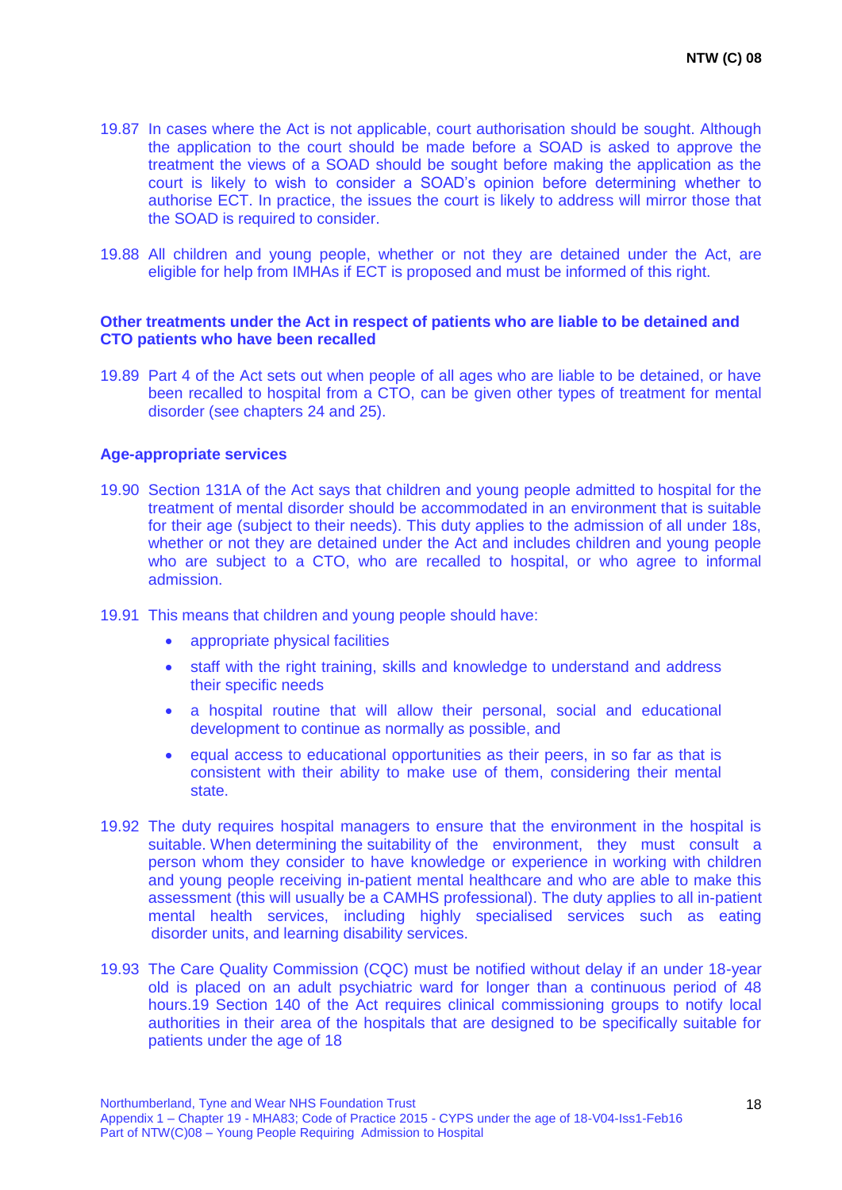19.87 In cases where the Act is not applicable, court authorisation should be sought. Although the application to the court should be made before a SOAD is asked to approve the treatment the views of a SOAD should be sought before making the application as the court is likely to wish to consider a SOAD's opinion before determining whether to authorise ECT. In practice, the issues the court is likely to address will mirror those that the SOAD is required to consider.

19.88 All children and young people, whether or not they are detained under the Act, are eligible for help from IMHAs if ECT is proposed and must be informed of this right.

**Other treatments under the Act in respect of patients who are liable to be detained and CTO patients who have been recalled**

19.89 Part 4 of the Act sets out when people of all ages who are liable to be detained, or have been recalled to hospital from a CTO, can be given other types of treatment for mental disorder (see chapters 24 and 25).

**Age-appropriate services**

19.90 Section 131A of the Act says that children and young people admitted to hospital for the treatment of mental disorder should be accommodated in an environment that is suitable for their age (subject to their needs). This duty applies to the admission of all under 18s, whether or not they are detained under the Act and includes children and young people who are subject to a CTO, who are recalled to hospital, or who agree to informal admission.

19.91 This means that children and young people should have:

- appropriate physical facilities
- staff with the right training, skills and knowledge to understand and address their specific needs
- a hospital routine that will allow their personal, social and educational development to continue as normally as possible, and
- equal access to educational opportunities as their peers, in so far as that is consistent with their ability to make use of them, considering their mental state.

19.92 The duty requires hospital managers to ensure that the environment in the hospital is suitable. When determining the suitability of the environment, they must consult a person whom they consider to have knowledge or experience in working with children and young people receiving in-patient mental healthcare and who are able to make this assessment (this will usually be a CAMHS professional). The duty applies to all in-patient mental health services, including highly specialised services such as eating disorder units, and learning disability services.

19.93 The Care Quality Commission (CQC) must be notified without delay if an under 18-year old is placed on an adult psychiatric ward for longer than a continuous period of 48 hours.19 Section 140 of the Act requires clinical commissioning groups to notify local authorities in their area of the hospitals that are designed to be specifically suitable for patients under the age of 18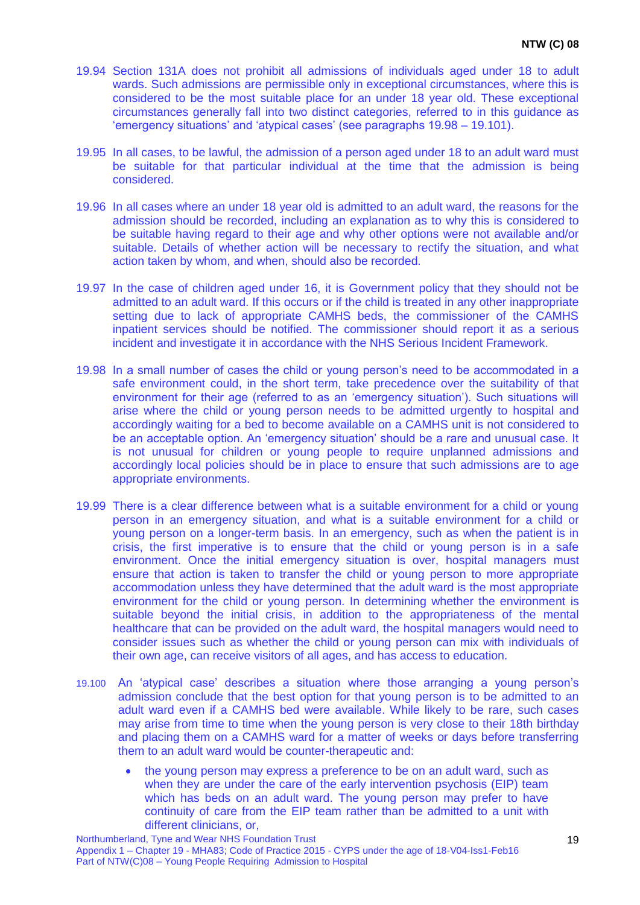19.94 Section 131A does not prohibit all admissions of individuals aged under 18 to adult wards. Such admissions are permissible only in exceptional circumstances, where this is considered to be the most suitable place for an under 18 year old. These exceptional circumstances generally fall into two distinct categories, referred to in this guidance as 'emergency situations' and 'atypical cases' (see paragraphs 19.98 – 19.101).

19.95 In all cases, to be lawful, the admission of a person aged under 18 to an adult ward must be suitable for that particular individual at the time that the admission is being considered.

19.96 In all cases where an under 18 year old is admitted to an adult ward, the reasons for the admission should be recorded, including an explanation as to why this is considered to be suitable having regard to their age and why other options were not available and/or suitable. Details of whether action will be necessary to rectify the situation, and what action taken by whom, and when, should also be recorded.

19.97 In the case of children aged under 16, it is Government policy that they should not be admitted to an adult ward. If this occurs or if the child is treated in any other inappropriate setting due to lack of appropriate CAMHS beds, the commissioner of the CAMHS inpatient services should be notified. The commissioner should report it as a serious incident and investigate it in accordance with the NHS Serious Incident Framework.

19.98 In a small number of cases the child or young person's need to be accommodated in a safe environment could, in the short term, take precedence over the suitability of that environment for their age (referred to as an 'emergency situation'). Such situations will arise where the child or young person needs to be admitted urgently to hospital and accordingly waiting for a bed to become available on a CAMHS unit is not considered to be an acceptable option. An 'emergency situation' should be a rare and unusual case. It is not unusual for children or young people to require unplanned admissions and accordingly local policies should be in place to ensure that such admissions are to age appropriate environments.

19.99 There is a clear difference between what is a suitable environment for a child or young person in an emergency situation, and what is a suitable environment for a child or young person on a longer-term basis. In an emergency, such as when the patient is in crisis, the first imperative is to ensure that the child or young person is in a safe environment. Once the initial emergency situation is over, hospital managers must ensure that action is taken to transfer the child or young person to more appropriate accommodation unless they have determined that the adult ward is the most appropriate environment for the child or young person. In determining whether the environment is suitable beyond the initial crisis, in addition to the appropriateness of the mental healthcare that can be provided on the adult ward, the hospital managers would need to consider issues such as whether the child or young person can mix with individuals of their own age, can receive visitors of all ages, and has access to education.

19.100 An 'atypical case' describes a situation where those arranging a young person's admission conclude that the best option for that young person is to be admitted to an adult ward even if a CAMHS bed were available. While likely to be rare, such cases may arise from time to time when the young person is very close to their 18th birthday and placing them on a CAMHS ward for a matter of weeks or days before transferring them to an adult ward would be counter-therapeutic and:

- the young person may express a preference to be on an adult ward, such as when they are under the care of the early intervention psychosis (EIP) team which has beds on an adult ward. The young person may prefer to have continuity of care from the EIP team rather than be admitted to a unit with different clinicians, or,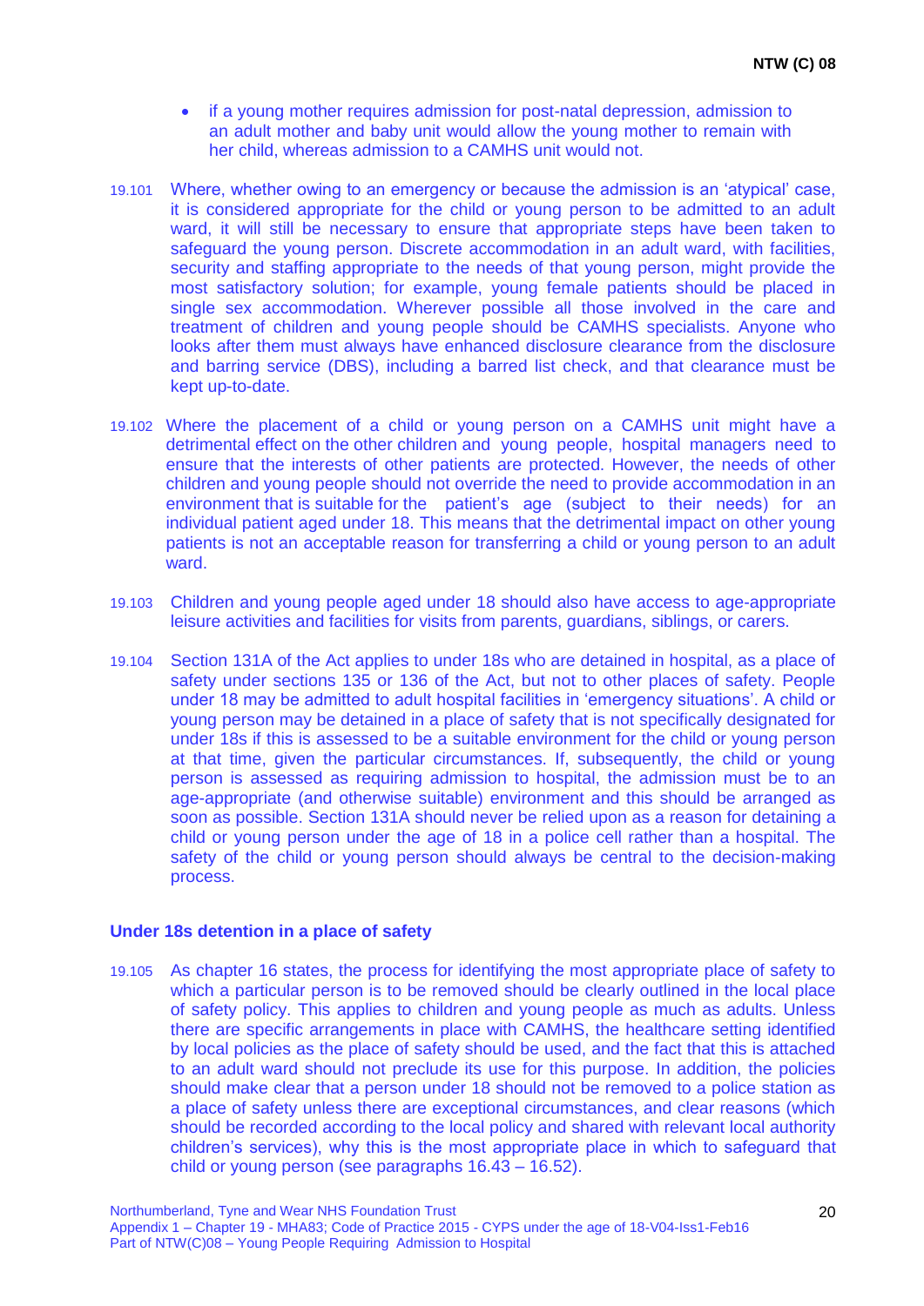- if a young mother requires admission for post-natal depression, admission to an adult mother and baby unit would allow the young mother to remain with her child, whereas admission to a CAMHS unit would not.

19.101 Where, whether owing to an emergency or because the admission is an 'atypical' case, it is considered appropriate for the child or young person to be admitted to an adult ward, it will still be necessary to ensure that appropriate steps have been taken to safeguard the young person. Discrete accommodation in an adult ward, with facilities, security and staffing appropriate to the needs of that young person, might provide the most satisfactory solution; for example, young female patients should be placed in single sex accommodation. Wherever possible all those involved in the care and treatment of children and young people should be CAMHS specialists. Anyone who looks after them must always have enhanced disclosure clearance from the disclosure and barring service (DBS), including a barred list check, and that clearance must be kept up-to-date.

19.102 Where the placement of a child or young person on a CAMHS unit might have a detrimental effect on the other children and young people, hospital managers need to ensure that the interests of other patients are protected. However, the needs of other children and young people should not override the need to provide accommodation in an environment that is suitable for the patient's age (subject to their needs) for an individual patient aged under 18. This means that the detrimental impact on other young patients is not an acceptable reason for transferring a child or young person to an adult ward.

19.103 Children and young people aged under 18 should also have access to age-appropriate leisure activities and facilities for visits from parents, guardians, siblings, or carers.

19.104 Section 131A of the Act applies to under 18s who are detained in hospital, as a place of safety under sections 135 or 136 of the Act, but not to other places of safety. People under 18 may be admitted to adult hospital facilities in 'emergency situations'. A child or young person may be detained in a place of safety that is not specifically designated for under 18s if this is assessed to be a suitable environment for the child or young person at that time, given the particular circumstances. If, subsequently, the child or young person is assessed as requiring admission to hospital, the admission must be to an age-appropriate (and otherwise suitable) environment and this should be arranged as soon as possible. Section 131A should never be relied upon as a reason for detaining a child or young person under the age of 18 in a police cell rather than a hospital. The safety of the child or young person should always be central to the decision-making process.

### Under 18s detention in a place of safety

19.105 As chapter 16 states, the process for identifying the most appropriate place of safety to which a particular person is to be removed should be clearly outlined in the local place of safety policy. This applies to children and young people as much as adults. Unless there are specific arrangements in place with CAMHS, the healthcare setting identified by local policies as the place of safety should be used, and the fact that this is attached to an adult ward should not preclude its use for this purpose. In addition, the policies should make clear that a person under 18 should not be removed to a police station as a place of safety unless there are exceptional circumstances, and clear reasons (which should be recorded according to the local policy and shared with relevant local authority children's services), why this is the most appropriate place in which to safeguard that child or young person (see paragraphs 16.43 – 16.52).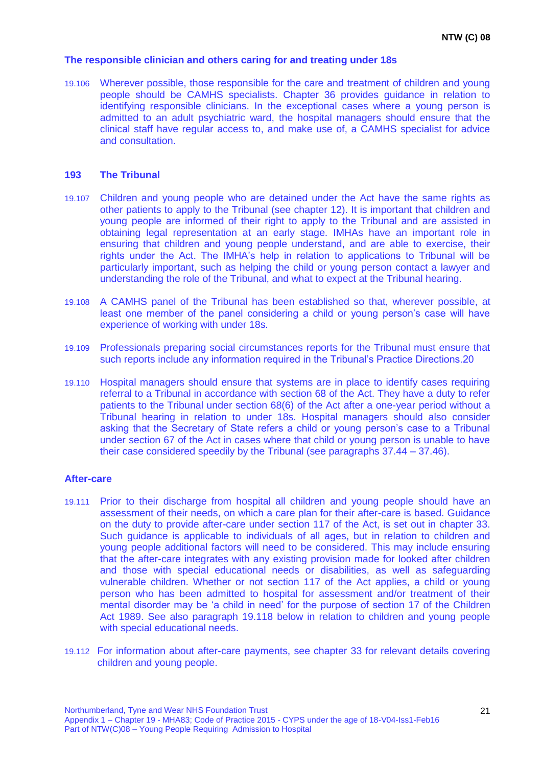### The responsible clinician and others caring for and treating under 18s

19.106 Wherever possible, those responsible for the care and treatment of children and young people should be CAMHS specialists. Chapter 36 provides guidance in relation to identifying responsible clinicians. In the exceptional cases where a young person is admitted to an adult psychiatric ward, the hospital managers should ensure that the clinical staff have regular access to, and make use of, a CAMHS specialist for advice and consultation.

### 193 The Tribunal

19.107 Children and young people who are detained under the Act have the same rights as other patients to apply to the Tribunal (see chapter 12). It is important that children and young people are informed of their right to apply to the Tribunal and are assisted in obtaining legal representation at an early stage. IMHAs have an important role in ensuring that children and young people understand, and are able to exercise, their rights under the Act. The IMHA's help in relation to applications to Tribunal will be particularly important, such as helping the child or young person contact a lawyer and understanding the role of the Tribunal, and what to expect at the Tribunal hearing.

19.108 A CAMHS panel of the Tribunal has been established so that, wherever possible, at least one member of the panel considering a child or young person's case will have experience of working with under 18s.

19.109 Professionals preparing social circumstances reports for the Tribunal must ensure that such reports include any information required in the Tribunal's Practice Directions.[20]

19.110 Hospital managers should ensure that systems are in place to identify cases requiring referral to a Tribunal in accordance with section 68 of the Act. They have a duty to refer patients to the Tribunal under section 68(6) of the Act after a one-year period without a Tribunal hearing in relation to under 18s. Hospital managers should also consider asking that the Secretary of State refers a child or young person's case to a Tribunal under section 67 of the Act in cases where that child or young person is unable to have their case considered speedily by the Tribunal (see paragraphs 37.44 – 37.46).

### After-care

19.111 Prior to their discharge from hospital all children and young people should have an assessment of their needs, on which a care plan for their after-care is based. Guidance on the duty to provide after-care under section 117 of the Act, is set out in chapter 33. Such guidance is applicable to individuals of all ages, but in relation to children and young people additional factors will need to be considered. This may include ensuring that the after-care integrates with any existing provision made for looked after children and those with special educational needs or disabilities, as well as safeguarding vulnerable children. Whether or not section 117 of the Act applies, a child or young person who has been admitted to hospital for assessment and/or treatment of their mental disorder may be 'a child in need' for the purpose of section 17 of the Children Act 1989. See also paragraph 19.118 below in relation to children and young people with special educational needs.

19.112 For information about after-care payments, see chapter 33 for relevant details covering children and young people.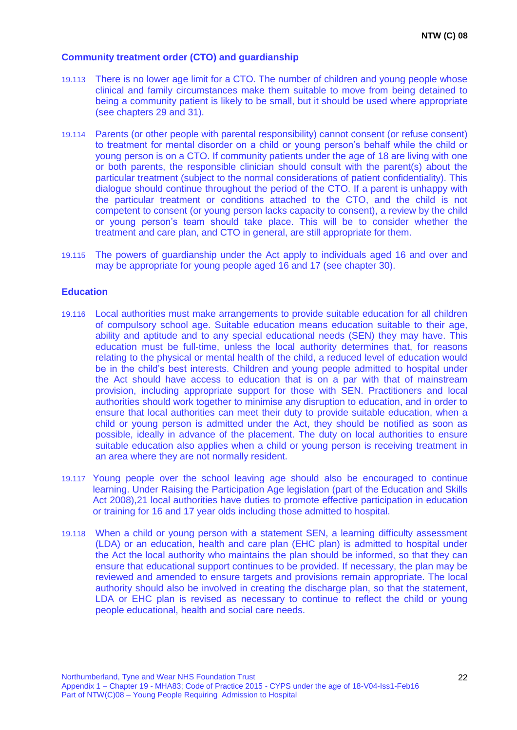### Community treatment order (CTO) and guardianship

19.113 There is no lower age limit for a CTO. The number of children and young people whose clinical and family circumstances make them suitable to move from being detained to being a community patient is likely to be small, but it should be used where appropriate (see chapters 29 and 31).

19.114 Parents (or other people with parental responsibility) cannot consent (or refuse consent) to treatment for mental disorder on a child or young person's behalf while the child or young person is on a CTO. If community patients under the age of 18 are living with one or both parents, the responsible clinician should consult with the parent(s) about the particular treatment (subject to the normal considerations of patient confidentiality). This dialogue should continue throughout the period of the CTO. If a parent is unhappy with the particular treatment or conditions attached to the CTO, and the child is not competent to consent (or young person lacks capacity to consent), a review by the child or young person's team should take place. This will be to consider whether the treatment and care plan, and CTO in general, are still appropriate for them.

19.115 The powers of guardianship under the Act apply to individuals aged 16 and over and may be appropriate for young people aged 16 and 17 (see chapter 30).

### Education

19.116 Local authorities must make arrangements to provide suitable education for all children of compulsory school age. Suitable education means education suitable to their age, ability and aptitude and to any special educational needs (SEN) they may have. This education must be full-time, unless the local authority determines that, for reasons relating to the physical or mental health of the child, a reduced level of education would be in the child's best interests. Children and young people admitted to hospital under the Act should have access to education that is on a par with that of mainstream provision, including appropriate support for those with SEN. Practitioners and local authorities should work together to minimise any disruption to education, and in order to ensure that local authorities can meet their duty to provide suitable education, when a child or young person is admitted under the Act, they should be notified as soon as possible, ideally in advance of the placement. The duty on local authorities to ensure suitable education also applies when a child or young person is receiving treatment in an area where they are not normally resident.

19.117 Young people over the school leaving age should also be encouraged to continue learning. Under Raising the Participation Age legislation (part of the Education and Skills Act 2008),21 local authorities have duties to promote effective participation in education or training for 16 and 17 year olds including those admitted to hospital.

19.118 When a child or young person with a statement SEN, a learning difficulty assessment (LDA) or an education, health and care plan (EHC plan) is admitted to hospital under the Act the local authority who maintains the plan should be informed, so that they can ensure that educational support continues to be provided. If necessary, the plan may be reviewed and amended to ensure targets and provisions remain appropriate. The local authority should also be involved in creating the discharge plan, so that the statement, LDA or EHC plan is revised as necessary to continue to reflect the child or young people educational, health and social care needs.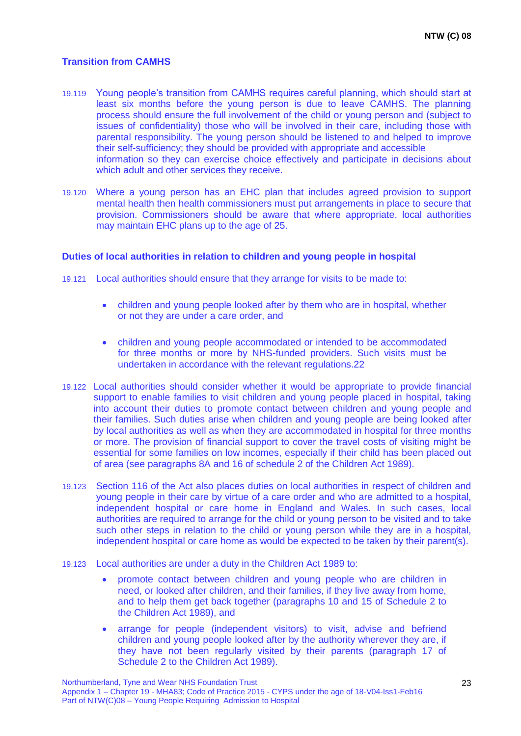### Transition from CAMHS

19.119 Young people's transition from CAMHS requires careful planning, which should start at least six months before the young person is due to leave CAMHS. The planning process should ensure the full involvement of the child or young person and (subject to issues of confidentiality) those who will be involved in their care, including those with parental responsibility. The young person should be listened to and helped to improve their self-sufficiency; they should be provided with appropriate and accessible information so they can exercise choice effectively and participate in decisions about which adult and other services they receive.

19.120 Where a young person has an EHC plan that includes agreed provision to support mental health then health commissioners must put arrangements in place to secure that provision. Commissioners should be aware that where appropriate, local authorities may maintain EHC plans up to the age of 25.

### Duties of local authorities in relation to children and young people in hospital

19.121 Local authorities should ensure that they arrange for visits to be made to:

- children and young people looked after by them who are in hospital, whether or not they are under a care order, and
- children and young people accommodated or intended to be accommodated for three months or more by NHS-funded providers. Such visits must be undertaken in accordance with the relevant regulations.22

19.122 Local authorities should consider whether it would be appropriate to provide financial support to enable families to visit children and young people placed in hospital, taking into account their duties to promote contact between children and young people and their families. Such duties arise when children and young people are being looked after by local authorities as well as when they are accommodated in hospital for three months or more. The provision of financial support to cover the travel costs of visiting might be essential for some families on low incomes, especially if their child has been placed out of area (see paragraphs 8A and 16 of schedule 2 of the Children Act 1989).

19.123 Section 116 of the Act also places duties on local authorities in respect of children and young people in their care by virtue of a care order and who are admitted to a hospital, independent hospital or care home in England and Wales. In such cases, local authorities are required to arrange for the child or young person to be visited and to take such other steps in relation to the child or young person while they are in a hospital, independent hospital or care home as would be expected to be taken by their parent(s).

19.123 Local authorities are under a duty in the Children Act 1989 to:

- promote contact between children and young people who are children in need, or looked after children, and their families, if they live away from home, and to help them get back together (paragraphs 10 and 15 of Schedule 2 to the Children Act 1989), and
- arrange for people (independent visitors) to visit, advise and befriend children and young people looked after by the authority wherever they are, if they have not been regularly visited by their parents (paragraph 17 of Schedule 2 to the Children Act 1989).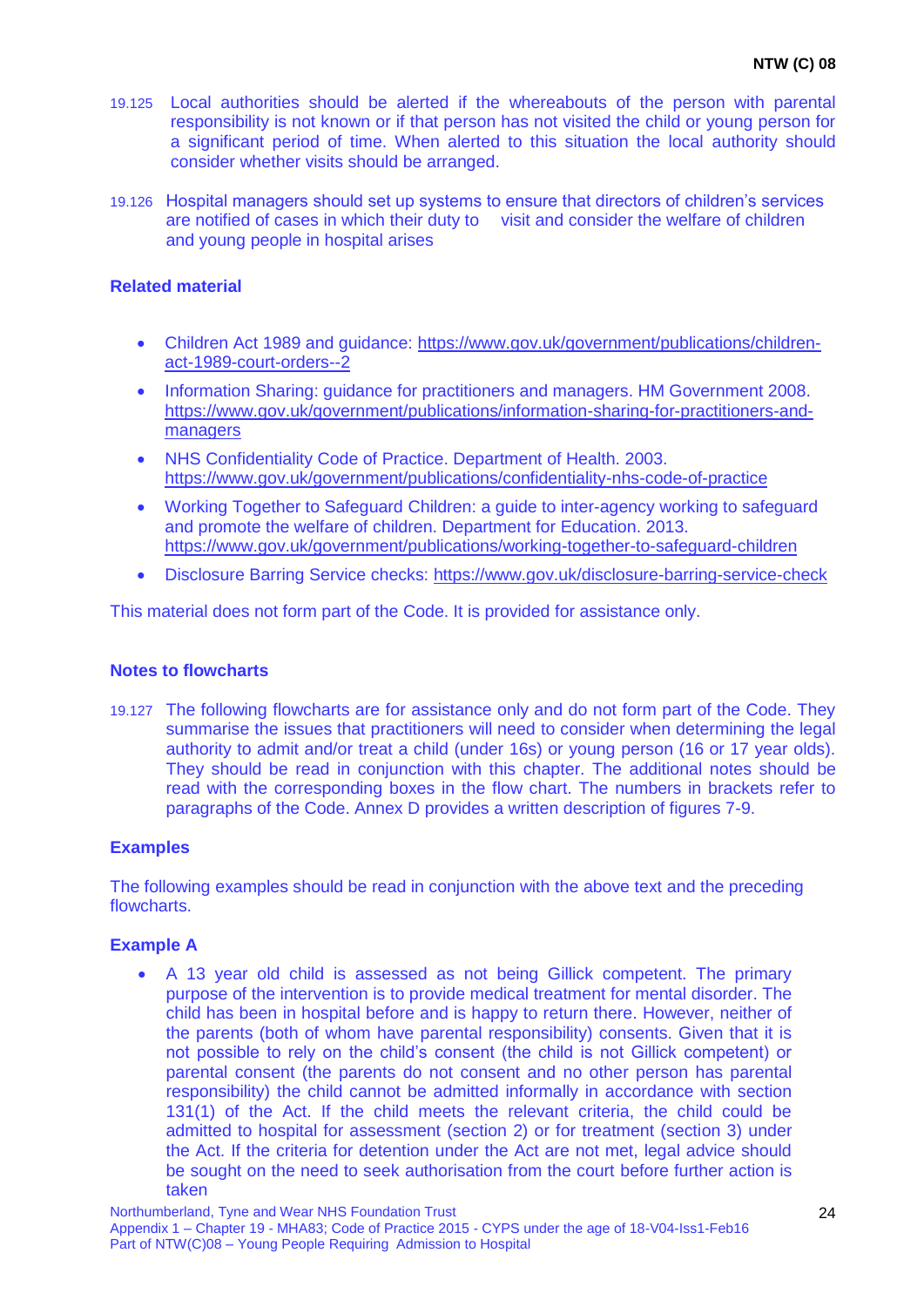19.125 Local authorities should be alerted if the whereabouts of the person with parental responsibility is not known or if that person has not visited the child or young person for a significant period of time. When alerted to this situation the local authority should consider whether visits should be arranged.

19.126 Hospital managers should set up systems to ensure that directors of children's services are notified of cases in which their duty to visit and consider the welfare of children and young people in hospital arises

### Related material

- Children Act 1989 and guidance: https://www.gov.uk/government/publications/children-act-1989-court-orders--2
- Information Sharing: guidance for practitioners and managers. HM Government 2008. https://www.gov.uk/government/publications/information-sharing-for-practitioners-and-managers
- NHS Confidentiality Code of Practice. Department of Health. 2003. https://www.gov.uk/government/publications/confidentiality-nhs-code-of-practice
- Working Together to Safeguard Children: a guide to inter-agency working to safeguard and promote the welfare of children. Department for Education. 2013. https://www.gov.uk/government/publications/working-together-to-safeguard-children
- Disclosure Barring Service checks: https://www.gov.uk/disclosure-barring-service-check

This material does not form part of the Code. It is provided for assistance only.

### Notes to flowcharts

19.127 The following flowcharts are for assistance only and do not form part of the Code. They summarise the issues that practitioners will need to consider when determining the legal authority to admit and/or treat a child (under 16s) or young person (16 or 17 year olds). They should be read in conjunction with this chapter. The additional notes should be read with the corresponding boxes in the flow chart. The numbers in brackets refer to paragraphs of the Code. Annex D provides a written description of figures 7-9.

### Examples

The following examples should be read in conjunction with the above text and the preceding flowcharts.

### Example A

- A 13 year old child is assessed as not being Gillick competent. The primary purpose of the intervention is to provide medical treatment for mental disorder. The child has been in hospital before and is happy to return there. However, neither of the parents (both of whom have parental responsibility) consents. Given that it is not possible to rely on the child's consent (the child is not Gillick competent) or parental consent (the parents do not consent and no other person has parental responsibility) the child cannot be admitted informally in accordance with section 131(1) of the Act. If the child meets the relevant criteria, the child could be admitted to hospital for assessment (section 2) or for treatment (section 3) under the Act. If the criteria for detention under the Act are not met, legal advice should be sought on the need to seek authorisation from the court before further action is taken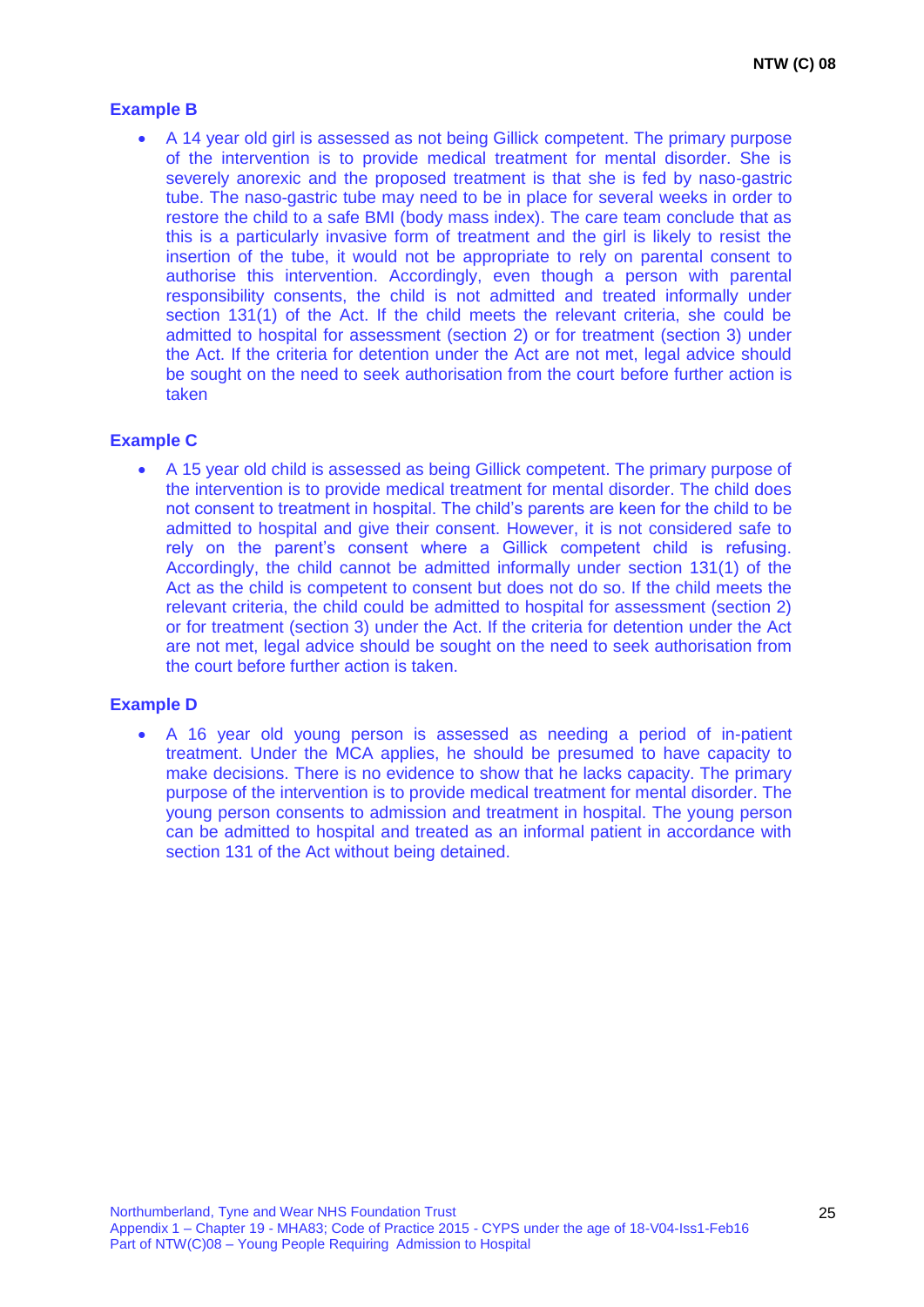### Example B

- A 14 year old girl is assessed as not being Gillick competent. The primary purpose of the intervention is to provide medical treatment for mental disorder. She is severely anorexic and the proposed treatment is that she is fed by naso-gastric tube. The naso-gastric tube may need to be in place for several weeks in order to restore the child to a safe BMI (body mass index). The care team conclude that as this is a particularly invasive form of treatment and the girl is likely to resist the insertion of the tube, it would not be appropriate to rely on parental consent to authorise this intervention. Accordingly, even though a person with parental responsibility consents, the child is not admitted and treated informally under section 131(1) of the Act. If the child meets the relevant criteria, she could be admitted to hospital for assessment (section 2) or for treatment (section 3) under the Act. If the criteria for detention under the Act are not met, legal advice should be sought on the need to seek authorisation from the court before further action is taken

### Example C

- A 15 year old child is assessed as being Gillick competent. The primary purpose of the intervention is to provide medical treatment for mental disorder. The child does not consent to treatment in hospital. The child's parents are keen for the child to be admitted to hospital and give their consent. However, it is not considered safe to rely on the parent's consent where a Gillick competent child is refusing. Accordingly, the child cannot be admitted informally under section 131(1) of the Act as the child is competent to consent but does not do so. If the child meets the relevant criteria, the child could be admitted to hospital for assessment (section 2) or for treatment (section 3) under the Act. If the criteria for detention under the Act are not met, legal advice should be sought on the need to seek authorisation from the court before further action is taken.

### Example D

- A 16 year old young person is assessed as needing a period of in-patient treatment. Under the MCA applies, he should be presumed to have capacity to make decisions. There is no evidence to show that he lacks capacity. The primary purpose of the intervention is to provide medical treatment for mental disorder. The young person consents to admission and treatment in hospital. The young person can be admitted to hospital and treated as an informal patient in accordance with section 131 of the Act without being detained.